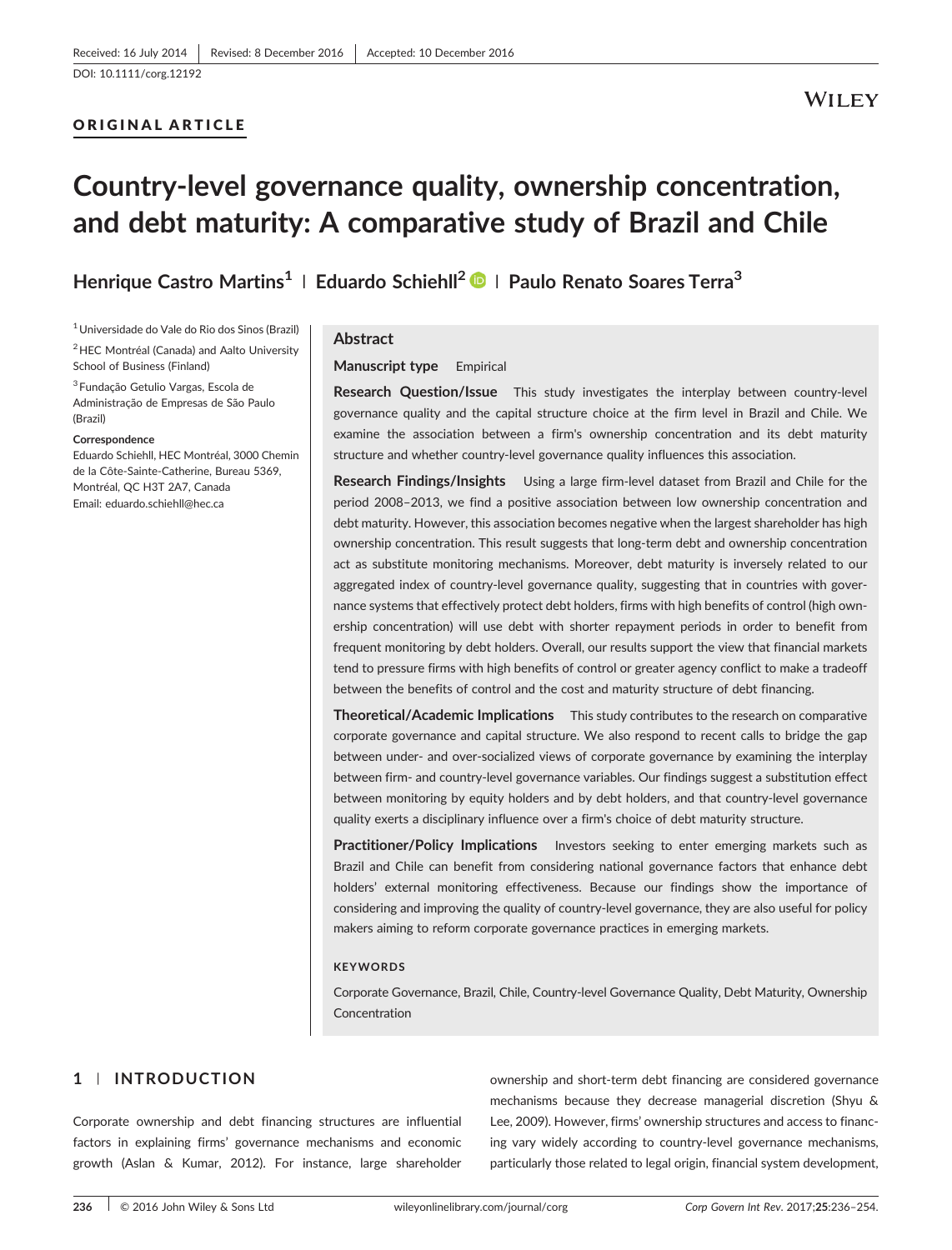Received: 16 July 2014 | Revised: 8 December 2016 | Accepted: 10 December 2016

DOI: 10.1111/corg.12192

ORIGINAL ARTICLE

# Country-level governance quality, ownership concentration, and debt maturity: A comparative study of Brazil and Chile

**Henrique Castro Martins**[1] | **Eduardo Schiehll**[2] | **Paulo Renato Soares Terra**[3]

[1] Universidade do Vale do Rio dos Sinos (Brazil)

[2] HEC Montréal (Canada) and Aalto University School of Business (Finland)

[3] Fundação Getulio Vargas, Escola de Administração de Empresas de São Paulo (Brazil)

**Correspondence**

Eduardo Schiehll, HEC Montréal, 3000 Chemin de la Côte-Sainte-Catherine, Bureau 5369, Montréal, QC H3T 2A7, Canada

Email: eduardo.schiehll@hec.ca

## Abstract

**Manuscript type** Empirical

**Research Question/Issue** This study investigates the interplay between country-level governance quality and the capital structure choice at the firm level in Brazil and Chile. We examine the association between a firm's ownership concentration and its debt maturity structure and whether country-level governance quality influences this association.

**Research Findings/Insights** Using a large firm-level dataset from Brazil and Chile for the period 2008–2013, we find a positive association between low ownership concentration and debt maturity. However, this association becomes negative when the largest shareholder has high ownership concentration. This result suggests that long-term debt and ownership concentration act as substitute monitoring mechanisms. Moreover, debt maturity is inversely related to our aggregated index of country-level governance quality, suggesting that in countries with governance systems that effectively protect debt holders, firms with high benefits of control (high ownership concentration) will use debt with shorter repayment periods in order to benefit from frequent monitoring by debt holders. Overall, our results support the view that financial markets tend to pressure firms with high benefits of control or greater agency conflict to make a tradeoff between the benefits of control and the cost and maturity structure of debt financing.

**Theoretical/Academic Implications** This study contributes to the research on comparative corporate governance and capital structure. We also respond to recent calls to bridge the gap between under- and over-socialized views of corporate governance by examining the interplay between firm- and country-level governance variables. Our findings suggest a substitution effect between monitoring by equity holders and by debt holders, and that country-level governance quality exerts a disciplinary influence over a firm's choice of debt maturity structure.

**Practitioner/Policy Implications** Investors seeking to enter emerging markets such as Brazil and Chile can benefit from considering national governance factors that enhance debt holders' external monitoring effectiveness. Because our findings show the importance of considering and improving the quality of country-level governance, they are also useful for policy makers aiming to reform corporate governance practices in emerging markets.

**KEYWORDS**

Corporate Governance, Brazil, Chile, Country-level Governance Quality, Debt Maturity, Ownership Concentration

## 1 | INTRODUCTION

Corporate ownership and debt financing structures are influential factors in explaining firms' governance mechanisms and economic growth (Aslan & Kumar, 2012). For instance, large shareholder ownership and short-term debt financing are considered governance mechanisms because they decrease managerial discretion (Shyu & Lee, 2009). However, firms' ownership structures and access to financing vary widely according to country-level governance mechanisms, particularly those related to legal origin, financial system development,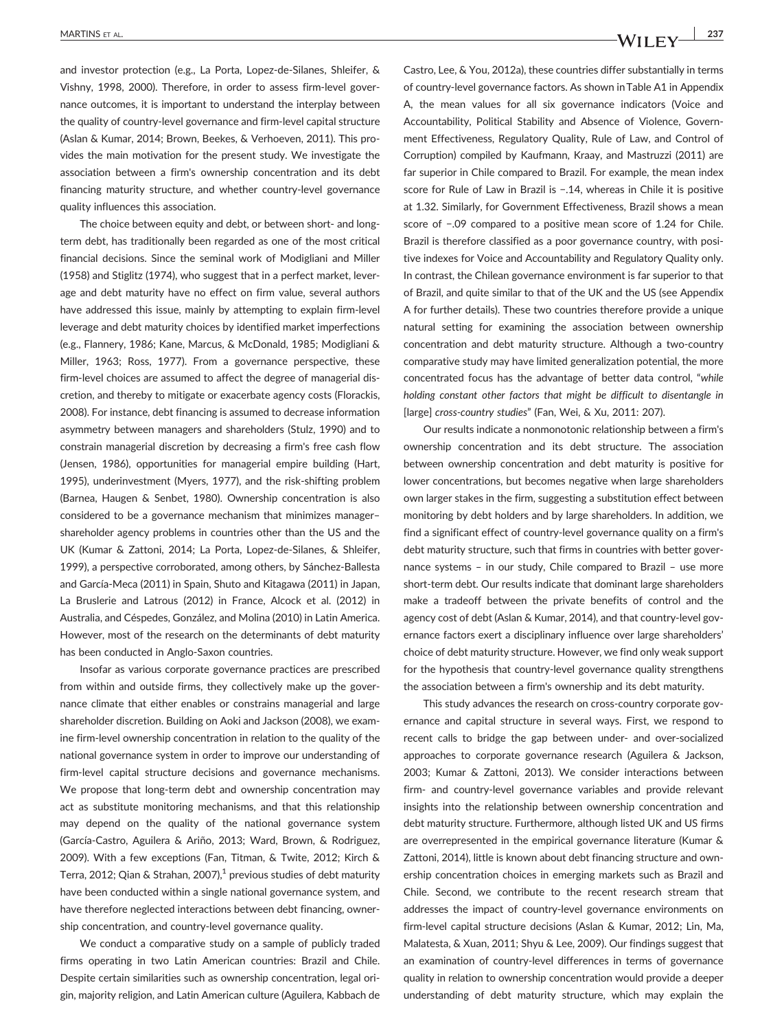and investor protection (e.g., La Porta, Lopez-de-Silanes, Shleifer, & Vishny, 1998, 2000). Therefore, in order to assess firm-level governance outcomes, it is important to understand the interplay between the quality of country-level governance and firm-level capital structure (Aslan & Kumar, 2014; Brown, Beekes, & Verhoeven, 2011). This provides the main motivation for the present study. We investigate the association between a firm's ownership concentration and its debt financing maturity structure, and whether country-level governance quality influences this association.

The choice between equity and debt, or between short- and long-term debt, has traditionally been regarded as one of the most critical financial decisions. Since the seminal work of Modigliani and Miller (1958) and Stiglitz (1974), who suggest that in a perfect market, leverage and debt maturity have no effect on firm value, several authors have addressed this issue, mainly by attempting to explain firm-level leverage and debt maturity choices by identified market imperfections (e.g., Flannery, 1986; Kane, Marcus, & McDonald, 1985; Modigliani & Miller, 1963; Ross, 1977). From a governance perspective, these firm-level choices are assumed to affect the degree of managerial discretion, and thereby to mitigate or exacerbate agency costs (Florackis, 2008). For instance, debt financing is assumed to decrease information asymmetry between managers and shareholders (Stulz, 1990) and to constrain managerial discretion by decreasing a firm's free cash flow (Jensen, 1986), opportunities for managerial empire building (Hart, 1995), underinvestment (Myers, 1977), and the risk-shifting problem (Barnea, Haugen & Senbet, 1980). Ownership concentration is also considered to be a governance mechanism that minimizes manager–shareholder agency problems in countries other than the US and the UK (Kumar & Zattoni, 2014; La Porta, Lopez-de-Silanes, & Shleifer, 1999), a perspective corroborated, among others, by Sánchez-Ballesta and García-Meca (2011) in Spain, Shuto and Kitagawa (2011) in Japan, La Bruslerie and Latrous (2012) in France, Alcock et al. (2012) in Australia, and Céspedes, González, and Molina (2010) in Latin America. However, most of the research on the determinants of debt maturity has been conducted in Anglo-Saxon countries.

Insofar as various corporate governance practices are prescribed from within and outside firms, they collectively make up the governance climate that either enables or constrains managerial and large shareholder discretion. Building on Aoki and Jackson (2008), we examine firm-level ownership concentration in relation to the quality of the national governance system in order to improve our understanding of firm-level capital structure decisions and governance mechanisms. We propose that long-term debt and ownership concentration may act as substitute monitoring mechanisms, and that this relationship may depend on the quality of the national governance system (García-Castro, Aguilera & Ariño, 2013; Ward, Brown, & Rodriguez, 2009). With a few exceptions (Fan, Titman, & Twite, 2012; Kirch & Terra, 2012; Qian & Strahan, 2007),[1] previous studies of debt maturity have been conducted within a single national governance system, and have therefore neglected interactions between debt financing, ownership concentration, and country-level governance quality.

We conduct a comparative study on a sample of publicly traded firms operating in two Latin American countries: Brazil and Chile. Despite certain similarities such as ownership concentration, legal origin, majority religion, and Latin American culture (Aguilera, Kabbach de Castro, Lee, & You, 2012a), these countries differ substantially in terms of country-level governance factors. As shown in Table A1 in Appendix A, the mean values for all six governance indicators (Voice and Accountability, Political Stability and Absence of Violence, Government Effectiveness, Regulatory Quality, Rule of Law, and Control of Corruption) compiled by Kaufmann, Kraay, and Mastruzzi (2011) are far superior in Chile compared to Brazil. For example, the mean index score for Rule of Law in Brazil is −.14, whereas in Chile it is positive at 1.32. Similarly, for Government Effectiveness, Brazil shows a mean score of −.09 compared to a positive mean score of 1.24 for Chile. Brazil is therefore classified as a poor governance country, with positive indexes for Voice and Accountability and Regulatory Quality only. In contrast, the Chilean governance environment is far superior to that of Brazil, and quite similar to that of the UK and the US (see Appendix A for further details). These two countries therefore provide a unique natural setting for examining the association between ownership concentration and debt maturity structure. Although a two-country comparative study may have limited generalization potential, the more concentrated focus has the advantage of better data control, "*while holding constant other factors that might be difficult to disentangle in* [large] *cross-country studies*" (Fan, Wei, & Xu, 2011: 207).

Our results indicate a nonmonotonic relationship between a firm's ownership concentration and its debt structure. The association between ownership concentration and debt maturity is positive for lower concentrations, but becomes negative when large shareholders own larger stakes in the firm, suggesting a substitution effect between monitoring by debt holders and by large shareholders. In addition, we find a significant effect of country-level governance quality on a firm's debt maturity structure, such that firms in countries with better governance systems – in our study, Chile compared to Brazil – use more short-term debt. Our results indicate that dominant large shareholders make a tradeoff between the private benefits of control and the agency cost of debt (Aslan & Kumar, 2014), and that country-level governance factors exert a disciplinary influence over large shareholders' choice of debt maturity structure. However, we find only weak support for the hypothesis that country-level governance quality strengthens the association between a firm's ownership and its debt maturity.

This study advances the research on cross-country corporate governance and capital structure in several ways. First, we respond to recent calls to bridge the gap between under- and over-socialized approaches to corporate governance research (Aguilera & Jackson, 2003; Kumar & Zattoni, 2013). We consider interactions between firm- and country-level governance variables and provide relevant insights into the relationship between ownership concentration and debt maturity structure. Furthermore, although listed UK and US firms are overrepresented in the empirical governance literature (Kumar & Zattoni, 2014), little is known about debt financing structure and ownership concentration choices in emerging markets such as Brazil and Chile. Second, we contribute to the recent research stream that addresses the impact of country-level governance environments on firm-level capital structure decisions (Aslan & Kumar, 2012; Lin, Ma, Malatesta, & Xuan, 2011; Shyu & Lee, 2009). Our findings suggest that an examination of country-level differences in terms of governance quality in relation to ownership concentration would provide a deeper understanding of debt maturity structure, which may explain the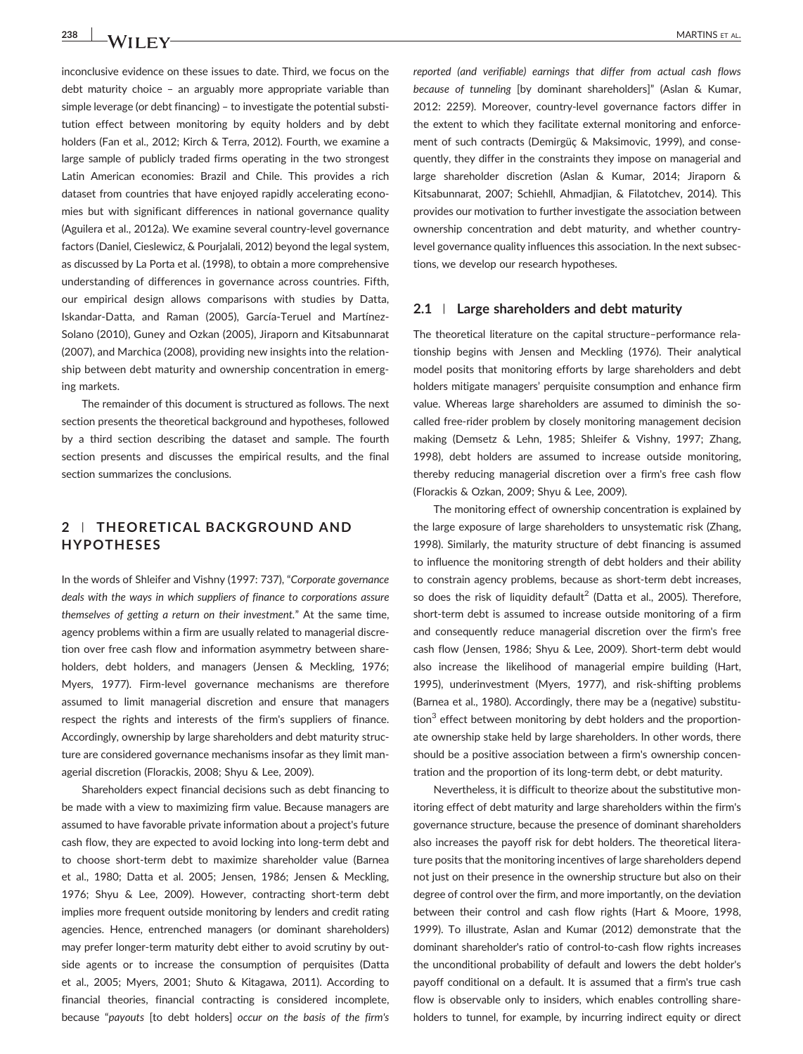inconclusive evidence on these issues to date. Third, we focus on the debt maturity choice – an arguably more appropriate variable than simple leverage (or debt financing) – to investigate the potential substitution effect between monitoring by equity holders and by debt holders (Fan et al., 2012; Kirch & Terra, 2012). Fourth, we examine a large sample of publicly traded firms operating in the two strongest Latin American economies: Brazil and Chile. This provides a rich dataset from countries that have enjoyed rapidly accelerating economies but with significant differences in national governance quality (Aguilera et al., 2012a). We examine several country-level governance factors (Daniel, Cieslewicz, & Pourjalali, 2012) beyond the legal system, as discussed by La Porta et al. (1998), to obtain a more comprehensive understanding of differences in governance across countries. Fifth, our empirical design allows comparisons with studies by Datta, Iskandar-Datta, and Raman (2005), García-Teruel and Martínez-Solano (2010), Guney and Ozkan (2005), Jiraporn and Kitsabunnarat (2007), and Marchica (2008), providing new insights into the relationship between debt maturity and ownership concentration in emerging markets.

The remainder of this document is structured as follows. The next section presents the theoretical background and hypotheses, followed by a third section describing the dataset and sample. The fourth section presents and discusses the empirical results, and the final section summarizes the conclusions.

## 2 | THEORETICAL BACKGROUND AND HYPOTHESES

In the words of Shleifer and Vishny (1997: 737), "*Corporate governance deals with the ways in which suppliers of finance to corporations assure themselves of getting a return on their investment.*" At the same time, agency problems within a firm are usually related to managerial discretion over free cash flow and information asymmetry between shareholders, debt holders, and managers (Jensen & Meckling, 1976; Myers, 1977). Firm-level governance mechanisms are therefore assumed to limit managerial discretion and ensure that managers respect the rights and interests of the firm's suppliers of finance. Accordingly, ownership by large shareholders and debt maturity structure are considered governance mechanisms insofar as they limit managerial discretion (Florackis, 2008; Shyu & Lee, 2009).

Shareholders expect financial decisions such as debt financing to be made with a view to maximizing firm value. Because managers are assumed to have favorable private information about a project's future cash flow, they are expected to avoid locking into long-term debt and to choose short-term debt to maximize shareholder value (Barnea et al., 1980; Datta et al. 2005; Jensen, 1986; Jensen & Meckling, 1976; Shyu & Lee, 2009). However, contracting short-term debt implies more frequent outside monitoring by lenders and credit rating agencies. Hence, entrenched managers (or dominant shareholders) may prefer longer-term maturity debt either to avoid scrutiny by outside agents or to increase the consumption of perquisites (Datta et al., 2005; Myers, 2001; Shuto & Kitagawa, 2011). According to financial theories, financial contracting is considered incomplete, because "*payouts* [to debt holders] *occur on the basis of the firm's reported (and verifiable) earnings that differ from actual cash flows because of tunneling* [by dominant shareholders]" (Aslan & Kumar, 2012: 2259). Moreover, country-level governance factors differ in the extent to which they facilitate external monitoring and enforcement of such contracts (Demirgüç & Maksimovic, 1999), and consequently, they differ in the constraints they impose on managerial and large shareholder discretion (Aslan & Kumar, 2014; Jiraporn and Kitsabunnarat, 2007; Schiehll, Ahmadjian, & Filatotchev, 2014). This provides our motivation to further investigate the association between ownership concentration and debt maturity, and whether country-level governance quality influences this association. In the next subsections, we develop our research hypotheses.

### 2.1 | Large shareholders and debt maturity

The theoretical literature on the capital structure–performance relationship begins with Jensen and Meckling (1976). Their analytical model posits that monitoring efforts by large shareholders and debt holders mitigate managers' perquisite consumption and enhance firm value. Whereas large shareholders are assumed to diminish the so-called free-rider problem by closely monitoring management decision making (Demsetz & Lehn, 1985; Shleifer & Vishny, 1997; Zhang, 1998), debt holders are assumed to increase outside monitoring, thereby reducing managerial discretion over a firm's free cash flow (Florackis & Ozkan, 2009; Shyu & Lee, 2009).

The monitoring effect of ownership concentration is explained by the large exposure of large shareholders to unsystematic risk (Zhang, 1998). Similarly, the maturity structure of debt financing is assumed to influence the monitoring strength of debt holders and their ability to constrain agency problems, because as short-term debt increases, so does the risk of liquidity default[2] (Datta et al., 2005). Therefore, short-term debt is assumed to increase outside monitoring of a firm and consequently reduce managerial discretion over the firm's free cash flow (Jensen, 1986; Shyu & Lee, 2009). Short-term debt would also increase the likelihood of managerial empire building (Hart, 1995), underinvestment (Myers, 1977), and risk-shifting problems (Barnea et al., 1980). Accordingly, there may be a (negative) substitution[3] effect between monitoring by debt holders and the proportionate ownership stake held by large shareholders. In other words, there should be a positive association between a firm's ownership concentration and the proportion of its long-term debt, or debt maturity.

Nevertheless, it is difficult to theorize about the substitutive monitoring effect of debt maturity and large shareholders within the firm's governance structure, because the presence of dominant shareholders also increases the payoff risk for debt holders. The theoretical literature posits that the monitoring incentives of large shareholders depend not just on their presence in the ownership structure but also on their degree of control over the firm, and more importantly, on the deviation between their control and cash flow rights (Hart & Moore, 1998, 1999). To illustrate, Aslan and Kumar (2012) demonstrate that the dominant shareholder's ratio of control-to-cash flow rights increases the unconditional probability of default and lowers the debt holder's payoff conditional on a default. It is assumed that a firm's true cash flow is observable only to insiders, which enables controlling shareholders to tunnel, for example, by incurring indirect equity or direct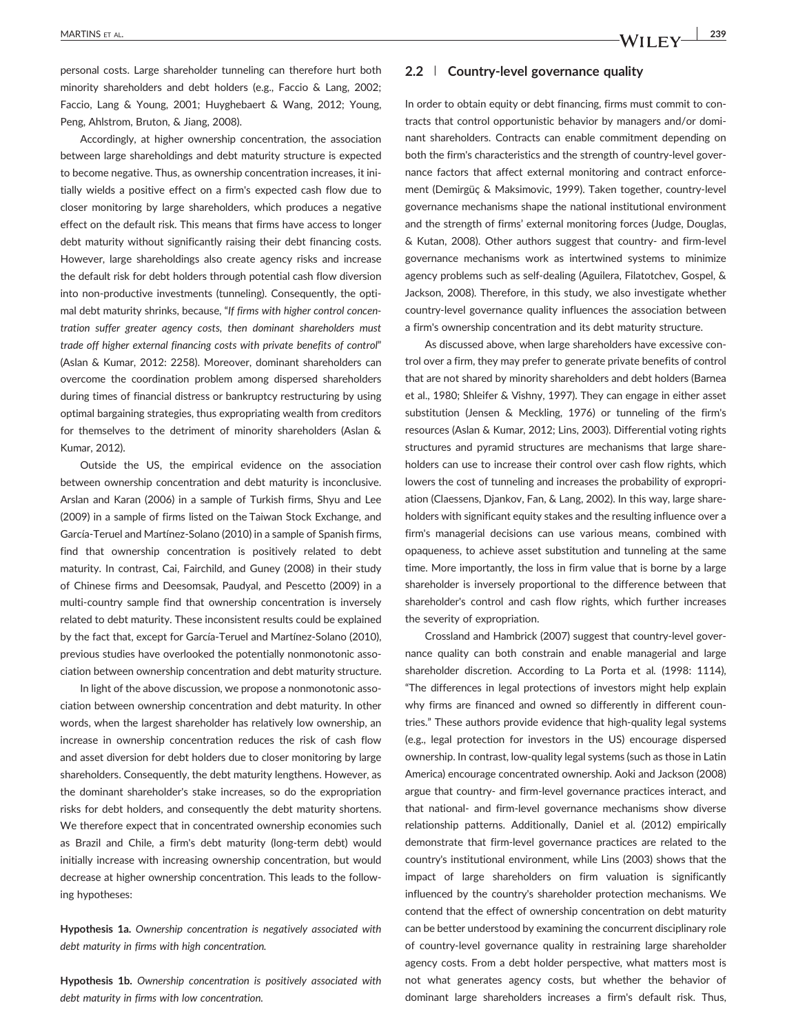personal costs. Large shareholder tunneling can therefore hurt both minority shareholders and debt holders (e.g., Faccio & Lang, 2002; Faccio, Lang & Young, 2001; Huyghebaert & Wang, 2012; Young, Peng, Ahlstrom, Bruton, & Jiang, 2008).

Accordingly, at higher ownership concentration, the association between large shareholdings and debt maturity structure is expected to become negative. Thus, as ownership concentration increases, it initially wields a positive effect on a firm's expected cash flow due to closer monitoring by large shareholders, which produces a negative effect on the default risk. This means that firms have access to longer debt maturity without significantly raising their debt financing costs. However, large shareholdings also create agency risks and increase the default risk for debt holders through potential cash flow diversion into non-productive investments (tunneling). Consequently, the optimal debt maturity shrinks, because, "*If firms with higher control concentration suffer greater agency costs, then dominant shareholders must trade off higher external financing costs with private benefits of control*" (Aslan & Kumar, 2012: 2258). Moreover, dominant shareholders can overcome the coordination problem among dispersed shareholders during times of financial distress or bankruptcy restructuring by using optimal bargaining strategies, thus expropriating wealth from creditors for themselves to the detriment of minority shareholders (Aslan & Kumar, 2012).

Outside the US, the empirical evidence on the association between ownership concentration and debt maturity is inconclusive. Arslan and Karan (2006) in a sample of Turkish firms, Shyu and Lee (2009) in a sample of firms listed on the Taiwan Stock Exchange, and García-Teruel and Martínez-Solano (2010) in a sample of Spanish firms, find that ownership concentration is positively related to debt maturity. In contrast, Cai, Fairchild, and Guney (2008) in their study of Chinese firms and Deesomsak, Paudyal, and Pescetto (2009) in a multi-country sample find that ownership concentration is inversely related to debt maturity. These inconsistent results could be explained by the fact that, except for García-Teruel and Martínez-Solano (2010), previous studies have overlooked the potentially nonmonotonic association between ownership concentration and debt maturity structure.

In light of the above discussion, we propose a nonmonotonic association between ownership concentration and debt maturity. In other words, when the largest shareholder has relatively low ownership, an increase in ownership concentration reduces the risk of cash flow and asset diversion for debt holders due to closer monitoring by large shareholders. Consequently, the debt maturity lengthens. However, as the dominant shareholder's stake increases, so do the expropriation risks for debt holders, and consequently the debt maturity shortens. We therefore expect that in concentrated ownership economies such as Brazil and Chile, a firm's debt maturity (long-term debt) would initially increase with increasing ownership concentration, but would decrease at higher ownership concentration. This leads to the following hypotheses:

**Hypothesis 1a.** *Ownership concentration is negatively associated with debt maturity in firms with high concentration.*

**Hypothesis 1b.** *Ownership concentration is positively associated with debt maturity in firms with low concentration.*

## 2.2 | Country-level governance quality

In order to obtain equity or debt financing, firms must commit to contracts that control opportunistic behavior by managers and/or dominant shareholders. Contracts can enable commitment depending on both the firm's characteristics and the strength of country-level governance factors that affect external monitoring and contract enforcement (Demirgüç & Maksimovic, 1999). Taken together, country-level governance mechanisms shape the national institutional environment and the strength of firms' external monitoring forces (Judge, Douglas, & Kutan, 2008). Other authors suggest that country- and firm-level governance mechanisms work as intertwined systems to minimize agency problems such as self-dealing (Aguilera, Filatotchev, Gospel, & Jackson, 2008). Therefore, in this study, we also investigate whether country-level governance quality influences the association between a firm's ownership concentration and its debt maturity structure.

As discussed above, when large shareholders have excessive control over a firm, they may prefer to generate private benefits of control that are not shared by minority shareholders and debt holders (Barnea et al., 1980; Shleifer & Vishny, 1997). They can engage in either asset substitution (Jensen & Meckling, 1976) or tunneling of the firm's resources (Aslan & Kumar, 2012; Lins, 2003). Differential voting rights structures and pyramid structures are mechanisms that large shareholders can use to increase their control over cash flow rights, which lowers the cost of tunneling and increases the probability of expropriation (Claessens, Djankov, Fan, & Lang, 2002). In this way, large shareholders with significant equity stakes and the resulting influence over a firm's managerial decisions can use various means, combined with opaqueness, to achieve asset substitution and tunneling at the same time. More importantly, the loss in firm value that is borne by a large shareholder is inversely proportional to the difference between that shareholder's control and cash flow rights, which further increases the severity of expropriation.

Crossland and Hambrick (2007) suggest that country-level governance quality can both constrain and enable managerial and large shareholder discretion. According to La Porta et al. (1998: 1114), "The differences in legal protections of investors might help explain why firms are financed and owned so differently in different countries." These authors provide evidence that high-quality legal systems (e.g., legal protection for investors in the US) encourage dispersed ownership. In contrast, low-quality legal systems (such as those in Latin America) encourage concentrated ownership. Aoki and Jackson (2008) argue that country- and firm-level governance practices interact, and that national- and firm-level governance mechanisms show diverse relationship patterns. Additionally, Daniel et al. (2012) empirically demonstrate that firm-level governance practices are related to the country's institutional environment, while Lins (2003) shows that the impact of large shareholders on firm valuation is significantly influenced by the country's shareholder protection mechanisms. We contend that the effect of ownership concentration on debt maturity can be better understood by examining the concurrent disciplinary role of country-level governance quality in restraining large shareholder agency costs. From a debt holder perspective, what matters most is not what generates agency costs, but whether the behavior of dominant large shareholders increases a firm's default risk. Thus,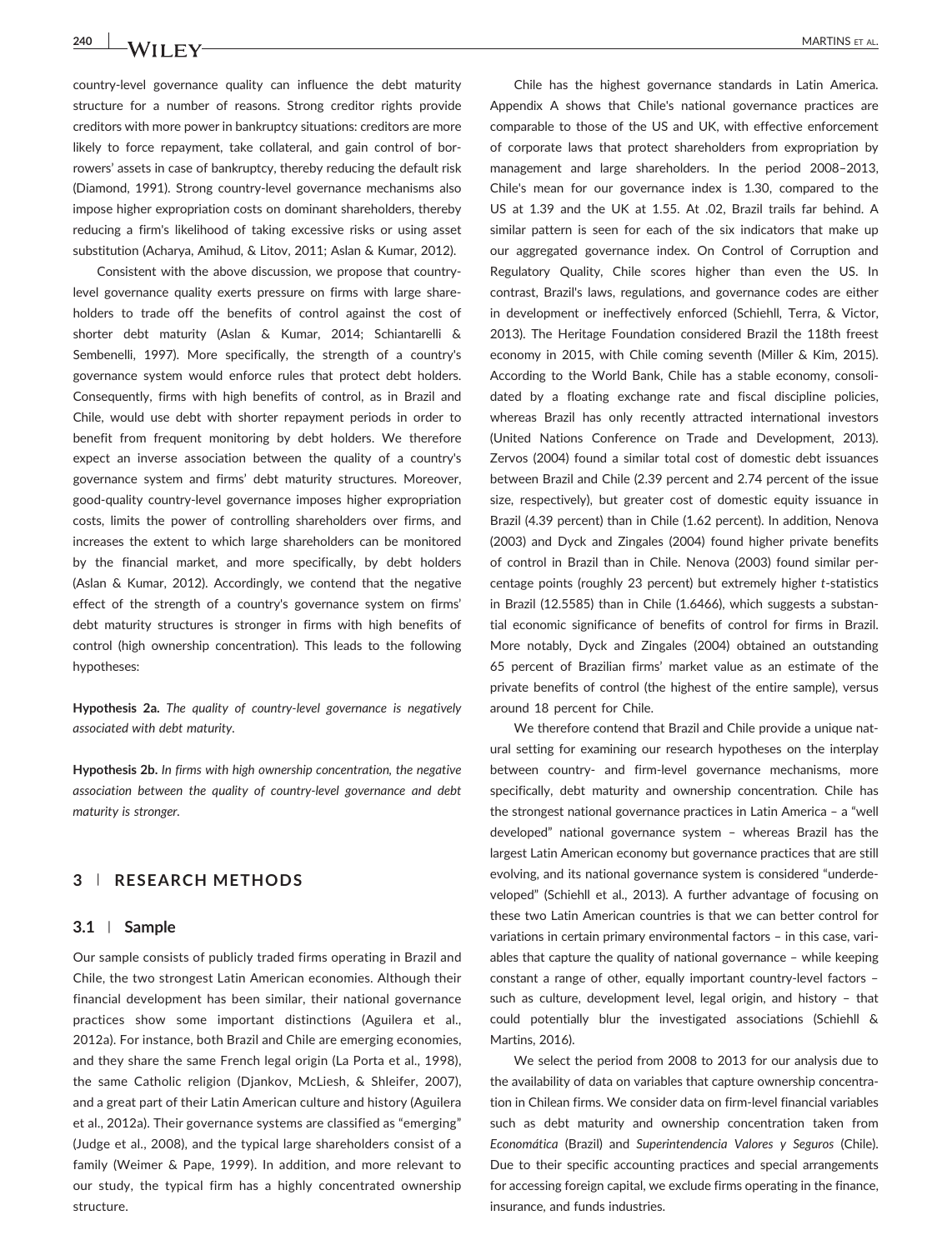country-level governance quality can influence the debt maturity structure for a number of reasons. Strong creditor rights provide creditors with more power in bankruptcy situations: creditors are more likely to force repayment, take collateral, and gain control of borrowers' assets in case of bankruptcy, thereby reducing the default risk (Diamond, 1991). Strong country-level governance mechanisms also impose higher expropriation costs on dominant shareholders, thereby reducing a firm's likelihood of taking excessive risks or using asset substitution (Acharya, Amihud, & Litov, 2011; Aslan & Kumar, 2012).

Consistent with the above discussion, we propose that country-level governance quality exerts pressure on firms with large shareholders to trade off the benefits of control against the cost of shorter debt maturity (Aslan & Kumar, 2014; Schiantarelli & Sembenelli, 1997). More specifically, the strength of a country's governance system would enforce rules that protect debt holders. Consequently, firms with high benefits of control, as in Brazil and Chile, would use debt with shorter repayment periods in order to benefit from frequent monitoring by debt holders. We therefore expect an inverse association between the quality of a country's governance system and firms' debt maturity structures. Moreover, good-quality country-level governance imposes higher expropriation costs, limits the power of controlling shareholders over firms, and increases the extent to which large shareholders can be monitored by the financial market, and more specifically, by debt holders (Aslan & Kumar, 2012). Accordingly, we contend that the negative effect of the strength of a country's governance system on firms' debt maturity structures is stronger in firms with high benefits of control (high ownership concentration). This leads to the following hypotheses:

**Hypothesis 2a.** *The quality of country-level governance is negatively associated with debt maturity.*

**Hypothesis 2b.** *In firms with high ownership concentration, the negative association between the quality of country-level governance and debt maturity is stronger.*

## 3 | RESEARCH METHODS

### 3.1 | Sample

Our sample consists of publicly traded firms operating in Brazil and Chile, the two strongest Latin American economies. Although their financial development has been similar, their national governance practices show some important distinctions (Aguilera et al., 2012a). For instance, both Brazil and Chile are emerging economies, and they share the same French legal origin (La Porta et al., 1998), the same Catholic religion (Djankov, McLiesh, & Shleifer, 2007), and a great part of their Latin American culture and history (Aguilera et al., 2012a). Their governance systems are classified as "emerging" (Judge et al., 2008), and the typical large shareholders consist of a family (Weimer & Pape, 1999). In addition, and more relevant to our study, the typical firm has a highly concentrated ownership structure.

Chile has the highest governance standards in Latin America. Appendix A shows that Chile's national governance practices are comparable to those of the US and UK, with effective enforcement of corporate laws that protect shareholders from expropriation by management and large shareholders. In the period 2008–2013, Chile's mean for our governance index is 1.30, compared to the US at 1.39 and the UK at 1.55. At .02, Brazil trails far behind. A similar pattern is seen for each of the six indicators that make up our aggregated governance index. On Control of Corruption and Regulatory Quality, Chile scores higher than even the US. In contrast, Brazil's laws, regulations, and governance codes are either in development or ineffectively enforced (Schiehll, Terra, & Victor, 2013). The Heritage Foundation considered Brazil the 118th freest economy in 2015, with Chile coming seventh (Miller & Kim, 2015). According to the World Bank, Chile has a stable economy, consolidated by a floating exchange rate and fiscal discipline policies, whereas Brazil has only recently attracted international investors (United Nations Conference on Trade and Development, 2013). Zervos (2004) found a similar total cost of domestic debt issuances between Brazil and Chile (2.39 percent and 2.74 percent of the issue size, respectively), but greater cost of domestic equity issuance in Brazil (4.39 percent) than in Chile (1.62 percent). In addition, Nenova (2003) and Dyck and Zingales (2004) found higher private benefits of control in Brazil than in Chile. Nenova (2003) found similar percentage points (roughly 23 percent) but extremely higher *t*-statistics in Brazil (12.5585) than in Chile (1.6466), which suggests a substantial economic significance of benefits of control for firms in Brazil. More notably, Dyck and Zingales (2004) obtained an outstanding 65 percent of Brazilian firms' market value as an estimate of the private benefits of control (the highest of the entire sample), versus around 18 percent for Chile.

We therefore contend that Brazil and Chile provide a unique natural setting for examining our research hypotheses on the interplay between country- and firm-level governance mechanisms, more specifically, debt maturity and ownership concentration. Chile has the strongest national governance practices in Latin America – a "well developed" national governance system – whereas Brazil has the largest Latin American economy but governance practices that are still evolving, and its national governance system is considered "underdeveloped" (Schiehll et al., 2013). A further advantage of focusing on these two Latin American countries is that we can better control for variations in certain primary environmental factors – in this case, variables that capture the quality of national governance – while keeping constant a range of other, equally important country-level factors – such as culture, development level, legal origin, and history – that could potentially blur the investigated associations (Schiehll & Martins, 2016).

We select the period from 2008 to 2013 for our analysis due to the availability of data on variables that capture ownership concentration in Chilean firms. We consider data on firm-level financial variables such as debt maturity and ownership concentration taken from *Economática* (Brazil) and *Superintendencia Valores y Seguros* (Chile). Due to their specific accounting practices and special arrangements for accessing foreign capital, we exclude firms operating in the finance, insurance, and funds industries.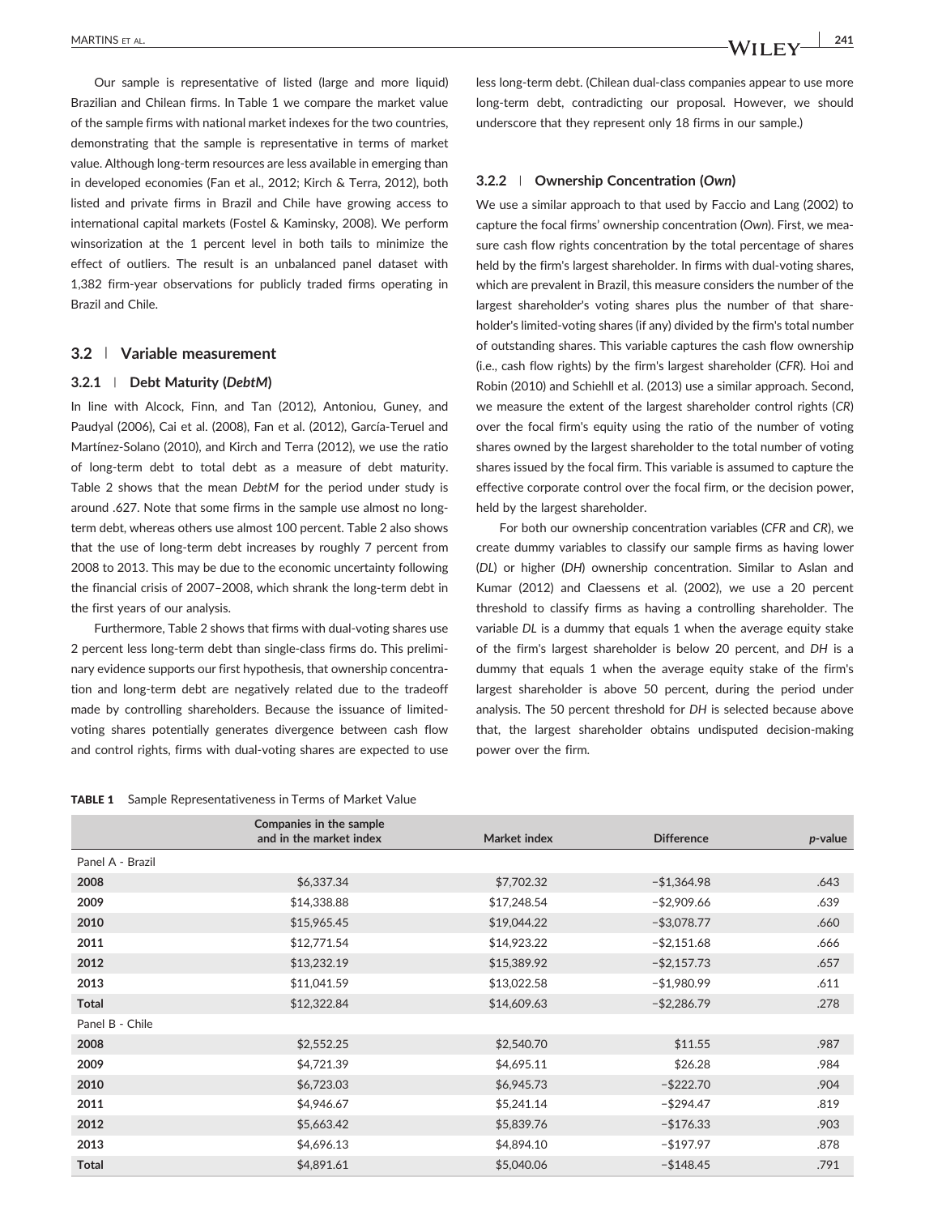Our sample is representative of listed (large and more liquid) Brazilian and Chilean firms. In Table 1 we compare the market value of the sample firms with national market indexes for the two countries, demonstrating that the sample is representative in terms of market value. Although long-term resources are less available in emerging than in developed economies (Fan et al., 2012; Kirch & Terra, 2012), both listed and private firms in Brazil and Chile have growing access to international capital markets (Fostel & Kaminsky, 2008). We perform winsorization at the 1 percent level in both tails to minimize the effect of outliers. The result is an unbalanced panel dataset with 1,382 firm-year observations for publicly traded firms operating in Brazil and Chile.

## 3.2 | Variable measurement

### 3.2.1 | Debt Maturity (*DebtM*)

In line with Alcock, Finn, and Tan (2012), Antoniou, Guney, and Paudyal (2006), Cai et al. (2008), Fan et al. (2012), García-Teruel and Martínez-Solano (2010), and Kirch and Terra (2012), we use the ratio of long-term debt to total debt as a measure of debt maturity. Table 2 shows that the mean *DebtM* for the period under study is around .627. Note that some firms in the sample use almost no long-term debt, whereas others use almost 100 percent. Table 2 also shows that the use of long-term debt increases by roughly 7 percent from 2008 to 2013. This may be due to the economic uncertainty following the financial crisis of 2007–2008, which shrank the long-term debt in the first years of our analysis.

Furthermore, Table 2 shows that firms with dual-voting shares use 2 percent less long-term debt than single-class firms do. This preliminary evidence supports our first hypothesis, that ownership concentration and long-term debt are negatively related due to the tradeoff made by controlling shareholders. Because the issuance of limited-voting shares potentially generates divergence between cash flow and control rights, firms with dual-voting shares are expected to use less long-term debt. (Chilean dual-class companies appear to use more long-term debt, contradicting our proposal. However, we should underscore that they represent only 18 firms in our sample.)

### 3.2.2 | Ownership Concentration (*Own*)

We use a similar approach to that used by Faccio and Lang (2002) to capture the focal firms' ownership concentration (*Own*). First, we measure cash flow rights concentration by the total percentage of shares held by the firm's largest shareholder. In firms with dual-voting shares, which are prevalent in Brazil, this measure considers the number of the largest shareholder's voting shares plus the number of that shareholder's limited-voting shares (if any) divided by the firm's total number of outstanding shares. This variable captures the cash flow ownership (i.e., cash flow rights) by the firm's largest shareholder (*CFR*). Hoi and Robin (2010) and Schiehll et al. (2013) use a similar approach. Second, we measure the extent of the largest shareholder control rights (*CR*) over the focal firm's equity using the ratio of the number of voting shares owned by the largest shareholder to the total number of voting shares issued by the focal firm. This variable is assumed to capture the effective corporate control over the focal firm, or the decision power, held by the largest shareholder.

For both our ownership concentration variables (*CFR* and *CR*), we create dummy variables to classify our sample firms as having lower (*DL*) or higher (*DH*) ownership concentration. Similar to Aslan and Kumar (2012) and Claessens et al. (2002), we use a 20 percent threshold to classify firms as having a controlling shareholder. The variable *DL* is a dummy that equals 1 when the average equity stake of the firm's largest shareholder is below 20 percent, and *DH* is a dummy that equals 1 when the average equity stake of the firm's largest shareholder is above 50 percent, during the period under analysis. The 50 percent threshold for *DH* is selected because above that, the largest shareholder obtains undisputed decision-making power over the firm.

**TABLE 1** Sample Representativeness in Terms of Market Value

| | Companies in the sample and in the market index | Market index | Difference | *p*-value |
|---|---|---|---|---|
| Panel A - Brazil | | | | |
| **2008** | $6,337.34 | $7,702.32 | −$1,364.98 | .643 |
| **2009** | $14,338.88 | $17,248.54 | −$2,909.66 | .639 |
| **2010** | $15,965.45 | $19,044.22 | −$3,078.77 | .660 |
| **2011** | $12,771.54 | $14,923.22 | −$2,151.68 | .666 |
| **2012** | $13,232.19 | $15,389.92 | −$2,157.73 | .657 |
| **2013** | $11,041.59 | $13,022.58 | −$1,980.99 | .611 |
| **Total** | $12,322.84 | $14,609.63 | −$2,286.79 | .278 |
| Panel B - Chile | | | | |
| **2008** | $2,552.25 | $2,540.70 | $11.55 | .987 |
| **2009** | $4,721.39 | $4,695.11 | $26.28 | .984 |
| **2010** | $6,723.03 | $6,945.73 | −$222.70 | .904 |
| **2011** | $4,946.67 | $5,241.14 | −$294.47 | .819 |
| **2012** | $5,663.42 | $5,839.76 | −$176.33 | .903 |
| **2013** | $4,696.13 | $4,894.10 | −$197.97 | .878 |
| **Total** | $4,891.61 | $5,040.06 | −$148.45 | .791 |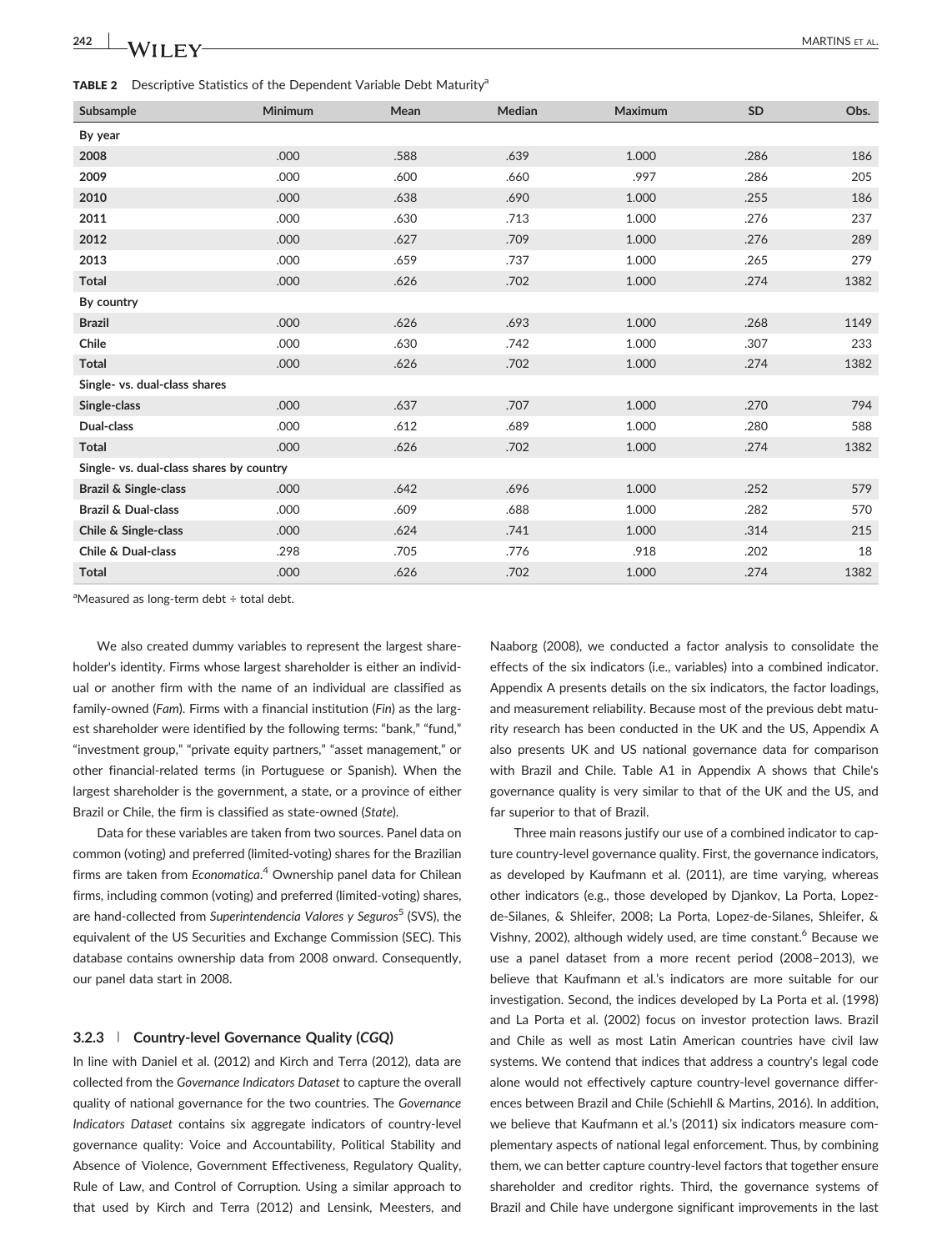**TABLE 2** Descriptive Statistics of the Dependent Variable Debt Maturity[a]

| Subsample | Minimum | Mean | Median | Maximum | SD | Obs. |
|---|---|---|---|---|---|---|
| **By year** | | | | | | |
| **2008** | .000 | .588 | .639 | 1.000 | .286 | 186 |
| **2009** | .000 | .600 | .660 | .997 | .286 | 205 |
| **2010** | .000 | .638 | .690 | 1.000 | .255 | 186 |
| **2011** | .000 | .630 | .713 | 1.000 | .276 | 237 |
| **2012** | .000 | .627 | .709 | 1.000 | .276 | 289 |
| **2013** | .000 | .659 | .737 | 1.000 | .265 | 279 |
| **Total** | .000 | .626 | .702 | 1.000 | .274 | 1382 |
| **By country** | | | | | | |
| **Brazil** | .000 | .626 | .693 | 1.000 | .268 | 1149 |
| **Chile** | .000 | .630 | .742 | 1.000 | .307 | 233 |
| **Total** | .000 | .626 | .702 | 1.000 | .274 | 1382 |
| **Single- vs. dual-class shares** | | | | | | |
| **Single-class** | .000 | .637 | .707 | 1.000 | .270 | 794 |
| **Dual-class** | .000 | .612 | .689 | 1.000 | .280 | 588 |
| **Total** | .000 | .626 | .702 | 1.000 | .274 | 1382 |
| **Single- vs. dual-class shares by country** | | | | | | |
| **Brazil & Single-class** | .000 | .642 | .696 | 1.000 | .252 | 579 |
| **Brazil & Dual-class** | .000 | .609 | .688 | 1.000 | .282 | 570 |
| **Chile & Single-class** | .000 | .624 | .741 | 1.000 | .314 | 215 |
| **Chile & Dual-class** | .298 | .705 | .776 | .918 | .202 | 18 |
| **Total** | .000 | .626 | .702 | 1.000 | .274 | 1382 |

[a]Measured as long-term debt ÷ total debt.

We also created dummy variables to represent the largest shareholder's identity. Firms whose largest shareholder is either an individual or another firm with the name of an individual are classified as family-owned (*Fam*). Firms with a financial institution (*Fin*) as the largest shareholder were identified by the following terms: "bank," "fund," "investment group," "private equity partners," "asset management," or other financial-related terms (in Portuguese or Spanish). When the largest shareholder is the government, a state, or a province of either Brazil or Chile, the firm is classified as state-owned (*State*).

Data for these variables are taken from two sources. Panel data on common (voting) and preferred (limited-voting) shares for the Brazilian firms are taken from *Economatica*.[4] Ownership panel data for Chilean firms, including common (voting) and preferred (limited-voting) shares, are hand-collected from *Superintendencia Valores y Seguros*[5] (SVS), the equivalent of the US Securities and Exchange Commission (SEC). This database contains ownership data from 2008 onward. Consequently, our panel data start in 2008.

### 3.2.3 | Country-level Governance Quality (*CGQ*)

In line with Daniel et al. (2012) and Kirch and Terra (2012), data are collected from the *Governance Indicators Dataset* to capture the overall quality of national governance for the two countries. The *Governance Indicators Dataset* contains six aggregate indicators of country-level governance quality: Voice and Accountability, Political Stability and Absence of Violence, Government Effectiveness, Regulatory Quality, Rule of Law, and Control of Corruption. Using a similar approach to that used by Kirch and Terra (2012) and Lensink, Meesters, and Naaborg (2008), we conducted a factor analysis to consolidate the effects of the six indicators (i.e., variables) into a combined indicator. Appendix A presents details on the six indicators, the factor loadings, and measurement reliability. Because most of the previous debt maturity research has been conducted in the UK and the US, Appendix A also presents UK and US national governance data for comparison with Brazil and Chile. Table A1 in Appendix A shows that Chile's governance quality is very similar to that of the UK and the US, and far superior to that of Brazil.

Three main reasons justify our use of a combined indicator to capture country-level governance quality. First, the governance indicators, as developed by Kaufmann et al. (2011), are time varying, whereas other indicators (e.g., those developed by Djankov, La Porta, Lopez-de-Silanes, & Shleifer, 2008; La Porta, Lopez-de-Silanes, Shleifer, & Vishny, 2002), although widely used, are time constant.[6] Because we use a panel dataset from a more recent period (2008–2013), we believe that Kaufmann et al.'s indicators are more suitable for our investigation. Second, the indices developed by La Porta et al. (1998) and La Porta et al. (2002) focus on investor protection laws. Brazil and Chile as well as most Latin American countries have civil law systems. We contend that indices that address a country's legal code alone would not effectively capture country-level governance differences between Brazil and Chile (Schiehll & Martins, 2016). In addition, we believe that Kaufmann et al.'s (2011) six indicators measure complementary aspects of national legal enforcement. Thus, by combining them, we can better capture country-level factors that together ensure shareholder and creditor rights. Third, the governance systems of Brazil and Chile have undergone significant improvements in the last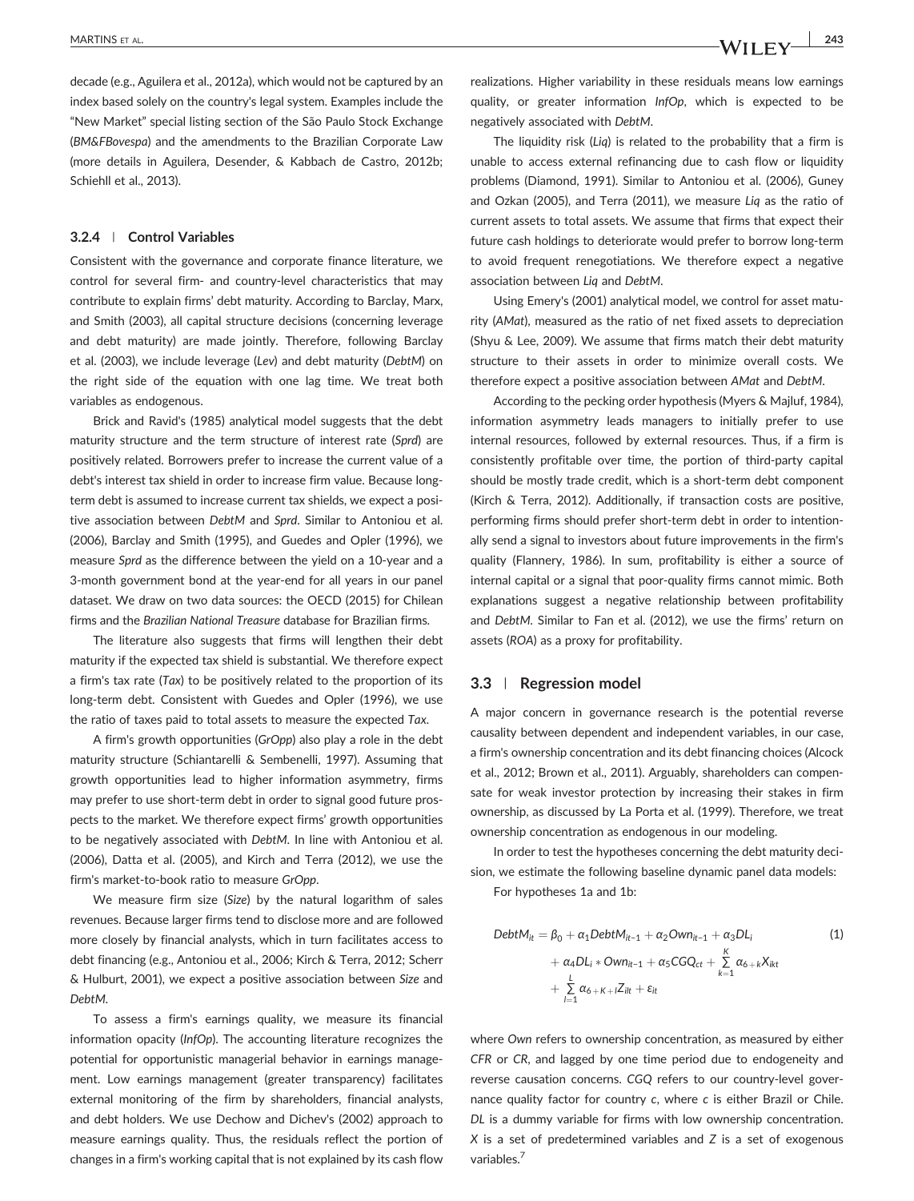decade (e.g., Aguilera et al., 2012a), which would not be captured by an index based solely on the country's legal system. Examples include the "New Market" special listing section of the São Paulo Stock Exchange (*BM&FBovespa*) and the amendments to the Brazilian Corporate Law (more details in Aguilera, Desender, & Kabbach de Castro, 2012b; Schiehll et al., 2013).

### 3.2.4 | Control Variables

Consistent with the governance and corporate finance literature, we control for several firm- and country-level characteristics that may contribute to explain firms' debt maturity. According to Barclay, Marx, and Smith (2003), all capital structure decisions (concerning leverage and debt maturity) are made jointly. Therefore, following Barclay et al. (2003), we include leverage (*Lev*) and debt maturity (*DebtM*) on the right side of the equation with one lag time. We treat both variables as endogenous.

Brick and Ravid's (1985) analytical model suggests that the debt maturity structure and the term structure of interest rate (*Sprd*) are positively related. Borrowers prefer to increase the current value of a debt's interest tax shield in order to increase firm value. Because long-term debt is assumed to increase current tax shields, we expect a positive association between *DebtM* and *Sprd*. Similar to Antoniou et al. (2006), Barclay and Smith (1995), and Guedes and Opler (1996), we measure *Sprd* as the difference between the yield on a 10-year and a 3-month government bond at the year-end for all years in our panel dataset. We draw on two data sources: the OECD (2015) for Chilean firms and the *Brazilian National Treasure* database for Brazilian firms.

The literature also suggests that firms will lengthen their debt maturity if the expected tax shield is substantial. We therefore expect a firm's tax rate (*Tax*) to be positively related to the proportion of its long-term debt. Consistent with Guedes and Opler (1996), we use the ratio of taxes paid to total assets to measure the expected *Tax*.

A firm's growth opportunities (*GrOpp*) also play a role in the debt maturity structure (Schiantarelli & Sembenelli, 1997). Assuming that growth opportunities lead to higher information asymmetry, firms may prefer to use short-term debt in order to signal good future prospects to the market. We therefore expect firms' growth opportunities to be negatively associated with *DebtM*. In line with Antoniou et al. (2006), Datta et al. (2005), and Kirch and Terra (2012), we use the firm's market-to-book ratio to measure *GrOpp*.

We measure firm size (*Size*) by the natural logarithm of sales revenues. Because larger firms tend to disclose more and are followed more closely by financial analysts, which in turn facilitates access to debt financing (e.g., Antoniou et al., 2006; Kirch & Terra, 2012; Scherr & Hulburt, 2001), we expect a positive association between *Size* and *DebtM*.

To assess a firm's earnings quality, we measure its financial information opacity (*InfOp*). The accounting literature recognizes the potential for opportunistic managerial behavior in earnings management. Low earnings management (greater transparency) facilitates external monitoring of the firm by shareholders, financial analysts, and debt holders. We use Dechow and Dichev's (2002) approach to measure earnings quality. Thus, the residuals reflect the portion of changes in a firm's working capital that is not explained by its cash flow realizations. Higher variability in these residuals means low earnings quality, or greater information *InfOp*, which is expected to be negatively associated with *DebtM*.

The liquidity risk (*Liq*) is related to the probability that a firm is unable to access external refinancing due to cash flow or liquidity problems (Diamond, 1991). Similar to Antoniou et al. (2006), Guney and Ozkan (2005), and Terra (2011), we measure *Liq* as the ratio of current assets to total assets. We assume that firms that expect their future cash holdings to deteriorate would prefer to borrow long-term to avoid frequent renegotiations. We therefore expect a negative association between *Liq* and *DebtM*.

Using Emery's (2001) analytical model, we control for asset maturity (*AMat*), measured as the ratio of net fixed assets to depreciation (Shyu & Lee, 2009). We assume that firms match their debt maturity structure to their assets in order to minimize overall costs. We therefore expect a positive association between *AMat* and *DebtM*.

According to the pecking order hypothesis (Myers & Majluf, 1984), information asymmetry leads managers to initially prefer to use internal resources, followed by external resources. Thus, if a firm is consistently profitable over time, the portion of third-party capital should be mostly trade credit, which is a short-term debt component (Kirch & Terra, 2012). Additionally, if transaction costs are positive, performing firms should prefer short-term debt in order to intentionally send a signal to investors about future improvements in the firm's quality (Flannery, 1986). In sum, profitability is either a source of internal capital or a signal that poor-quality firms cannot mimic. Both explanations suggest a negative relationship between profitability and *DebtM*. Similar to Fan et al. (2012), we use the firms' return on assets (*ROA*) as a proxy for profitability.

## 3.3 | Regression model

A major concern in governance research is the potential reverse causality between dependent and independent variables, in our case, a firm's ownership concentration and its debt financing choices (Alcock et al., 2012; Brown et al., 2011). Arguably, shareholders can compensate for weak investor protection by increasing their stakes in firm ownership, as discussed by La Porta et al. (1999). Therefore, we treat ownership concentration as endogenous in our modeling.

In order to test the hypotheses concerning the debt maturity decision, we estimate the following baseline dynamic panel data models:

For hypotheses 1a and 1b:

$$
\begin{aligned}
DebtM_{it} = \beta_0 &+ \alpha_1 DebtM_{it-1} + \alpha_2 Own_{it-1} + \alpha_3 DL_i \\
&+ \alpha_4 DL_i * Own_{it-1} + \alpha_5 CGQ_{ct} + \sum_{k=1}^{K} \alpha_{6+k} X_{ikt} \\
&+ \sum_{l=1}^{L} \alpha_{6+K+l} Z_{ilt} + \varepsilon_{it}
\end{aligned}
\tag{1}
$$

where *Own* refers to ownership concentration, as measured by either *CFR* or *CR*, and lagged by one time period due to endogeneity and reverse causation concerns. *CGQ* refers to our country-level governance quality factor for country *c*, where *c* is either Brazil or Chile. *DL* is a dummy variable for firms with low ownership concentration. *X* is a set of predetermined variables and *Z* is a set of exogenous variables.[7]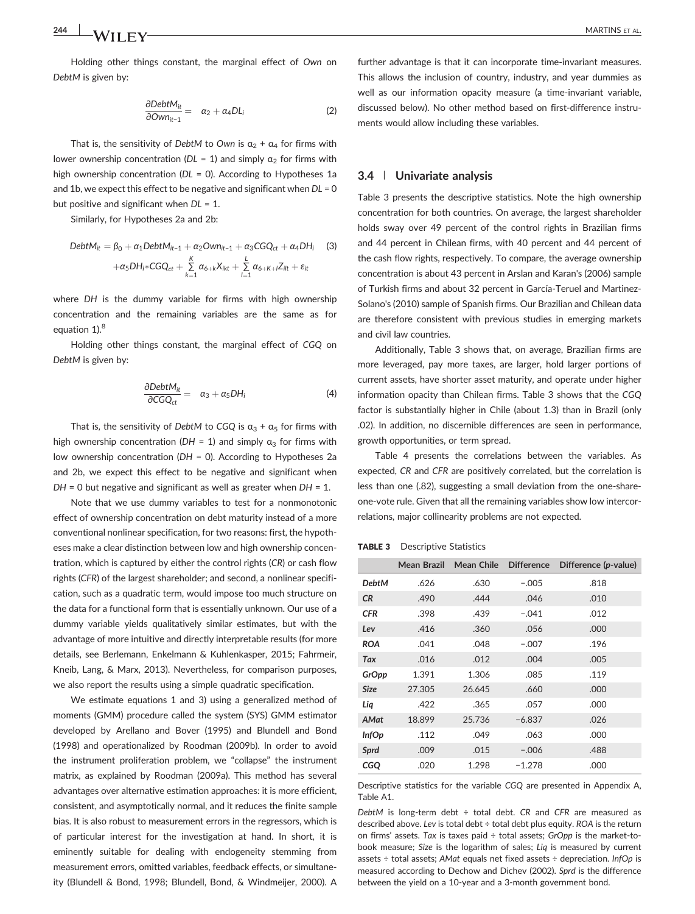Holding other things constant, the marginal effect of *Own* on *DebtM* is given by:

$$\frac{\partial DebtM_{it}}{\partial Own_{it-1}} = \alpha_2 + \alpha_4 DL_i \tag{2}$$

That is, the sensitivity of *DebtM* to *Own* is $\alpha_2 + \alpha_4$ for firms with lower ownership concentration ($DL = 1$) and simply $\alpha_2$ for firms with high ownership concentration ($DL = 0$). According to Hypotheses 1a and 1b, we expect this effect to be negative and significant when $DL = 0$ but positive and significant when $DL = 1$.

Similarly, for Hypotheses 2a and 2b:

$$DebtM_{it} = \beta_0 + \alpha_1 DebtM_{it-1} + \alpha_2 Own_{it-1} + \alpha_3 CGQ_{ct} + \alpha_4 DH_i + \alpha_5 DH_i * CGQ_{ct} + \sum_{k=1}^{K} \alpha_{6+k} X_{ikt} + \sum_{l=1}^{L} \alpha_{6+K+l} Z_{ilt} + \varepsilon_{it} \tag{3}$$

where *DH* is the dummy variable for firms with high ownership concentration and the remaining variables are the same as for equation 1).[8]

Holding other things constant, the marginal effect of *CGQ* on *DebtM* is given by:

$$\frac{\partial DebtM_{it}}{\partial CGQ_{ct}} = \alpha_3 + \alpha_5 DH_i \tag{4}$$

That is, the sensitivity of *DebtM* to *CGQ* is $\alpha_3 + \alpha_5$ for firms with high ownership concentration ($DH = 1$) and simply $\alpha_3$ for firms with low ownership concentration ($DH = 0$). According to Hypotheses 2a and 2b, we expect this effect to be negative and significant when $DH = 0$ but negative and significant as well as greater when $DH = 1$.

Note that we use dummy variables to test for a nonmonotonic effect of ownership concentration on debt maturity instead of a more conventional nonlinear specification, for two reasons: first, the hypotheses make a clear distinction between low and high ownership concentration, which is captured by either the control rights (*CR*) or cash flow rights (*CFR*) of the largest shareholder; and second, a nonlinear specification, such as a quadratic term, would impose too much structure on the data for a functional form that is essentially unknown. Our use of a dummy variable yields qualitatively similar estimates, but with the advantage of more intuitive and directly interpretable results (for more details, see Berlemann, Enkelmann & Kuhlenkasper, 2015; Fahrmeir, Kneib, Lang, & Marx, 2013). Nevertheless, for comparison purposes, we also report the results using a simple quadratic specification.

We estimate equations 1 and 3) using a generalized method of moments (GMM) procedure called the system (SYS) GMM estimator developed by Arellano and Bover (1995) and Blundell and Bond (1998) and operationalized by Roodman (2009b). In order to avoid the instrument proliferation problem, we "collapse" the instrument matrix, as explained by Roodman (2009a). This method has several advantages over alternative estimation approaches: it is more efficient, consistent, and asymptotically normal, and it reduces the finite sample bias. It is also robust to measurement errors in the regressors, which is of particular interest for the investigation at hand. In short, it is eminently suitable for dealing with endogeneity stemming from measurement errors, omitted variables, feedback effects, or simultaneity (Blundell & Bond, 1998; Blundell, Bond, & Windmeijer, 2000). A further advantage is that it can incorporate time-invariant measures. This allows the inclusion of country, industry, and year dummies as well as our information opacity measure (a time-invariant variable, discussed below). No other method based on first-difference instruments would allow including these variables.

## 3.4 | Univariate analysis

Table 3 presents the descriptive statistics. Note the high ownership concentration for both countries. On average, the largest shareholder holds sway over 49 percent of the control rights in Brazilian firms and 44 percent in Chilean firms, with 40 percent and 44 percent of the cash flow rights, respectively. To compare, the average ownership concentration is about 43 percent in Arslan and Karan's (2006) sample of Turkish firms and about 32 percent in García-Teruel and Martinez-Solano's (2010) sample of Spanish firms. Our Brazilian and Chilean data are therefore consistent with previous studies in emerging markets and civil law countries.

Additionally, Table 3 shows that, on average, Brazilian firms are more leveraged, pay more taxes, are larger, hold larger portions of current assets, have shorter asset maturity, and operate under higher information opacity than Chilean firms. Table 3 shows that the *CGQ* factor is substantially higher in Chile (about 1.3) than in Brazil (only .02). In addition, no discernible differences are seen in performance, growth opportunities, or term spread.

Table 4 presents the correlations between the variables. As expected, *CR* and *CFR* are positively correlated, but the correlation is less than one (.82), suggesting a small deviation from the one-share-one-vote rule. Given that all the remaining variables show low intercorrelations, major collinearity problems are not expected.

**TABLE 3** Descriptive Statistics

| | Mean Brazil | Mean Chile | Difference | Difference (*p*-value) |
|---|---|---|---|---|
| ***DebtM*** | .626 | .630 | −.005 | .818 |
| ***CR*** | .490 | .444 | .046 | .010 |
| ***CFR*** | .398 | .439 | −.041 | .012 |
| ***Lev*** | .416 | .360 | .056 | .000 |
| ***ROA*** | .041 | .048 | −.007 | .196 |
| ***Tax*** | .016 | .012 | .004 | .005 |
| ***GrOpp*** | 1.391 | 1.306 | .085 | .119 |
| ***Size*** | 27.305 | 26.645 | .660 | .000 |
| ***Liq*** | .422 | .365 | .057 | .000 |
| ***AMat*** | 18.899 | 25.736 | −6.837 | .026 |
| ***InfOp*** | .112 | .049 | .063 | .000 |
| ***Sprd*** | .009 | .015 | −.006 | .488 |
| ***CGQ*** | .020 | 1.298 | −1.278 | .000 |

Descriptive statistics for the variable *CGQ* are presented in Appendix A, Table A1.

*DebtM* is long-term debt ÷ total debt. *CR* and *CFR* are measured as described above. *Lev* is total debt ÷ total debt plus equity. *ROA* is the return on firms' assets. *Tax* is taxes paid ÷ total assets; *GrOpp* is the market-to-book measure; *Size* is the logarithm of sales; *Liq* is measured by current assets ÷ total assets; *AMat* equals net fixed assets ÷ depreciation. *InfOp* is measured according to Dechow and Dichev (2002). *Sprd* is the difference between the yield on a 10-year and a 3-month government bond.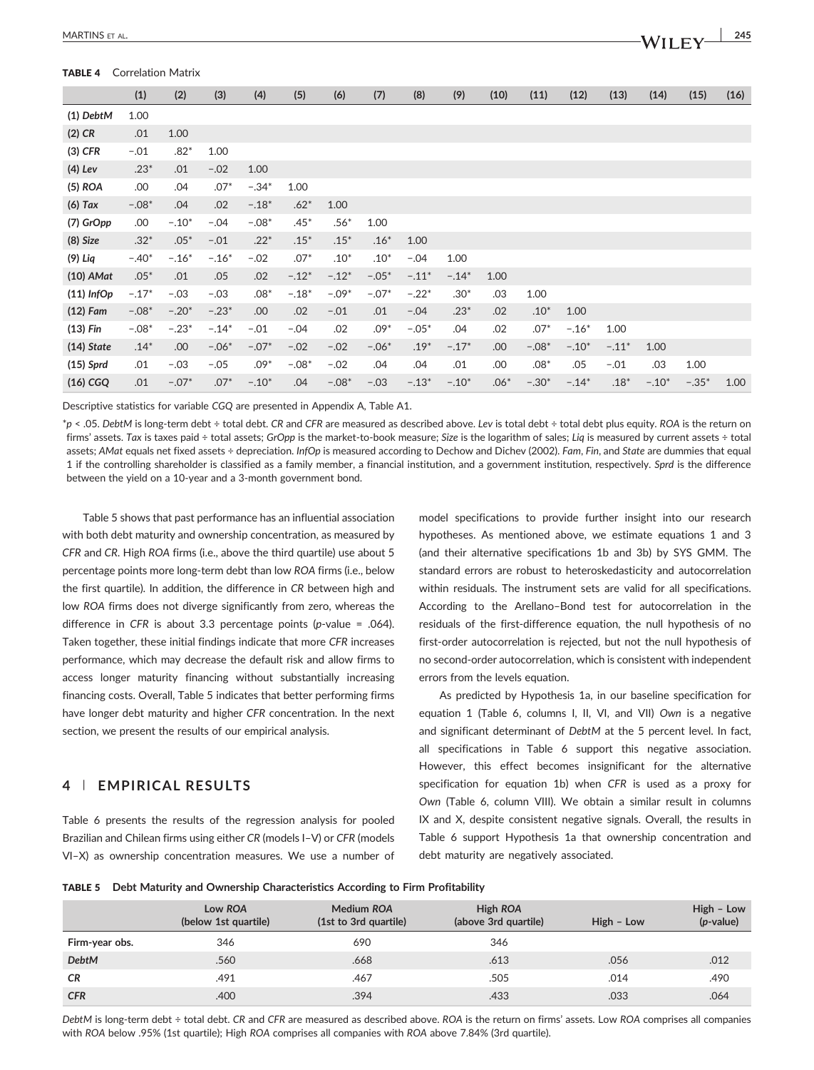**TABLE 4** Correlation Matrix

| | (1) | (2) | (3) | (4) | (5) | (6) | (7) | (8) | (9) | (10) | (11) | (12) | (13) | (14) | (15) | (16) |
|---|---|---|---|---|---|---|---|---|---|---|---|---|---|---|---|---|
| (1) *DebtM* | 1.00 | | | | | | | | | | | | | | | |
| (2) *CR* | .01 | 1.00 | | | | | | | | | | | | | | |
| (3) *CFR* | −.01 | .82* | 1.00 | | | | | | | | | | | | | |
| (4) *Lev* | .23* | .01 | −.02 | 1.00 | | | | | | | | | | | | |
| (5) *ROA* | .00 | .04 | .07* | −.34* | 1.00 | | | | | | | | | | | |
| (6) *Tax* | −.08* | .04 | .02 | −.18* | .62* | 1.00 | | | | | | | | | | |
| (7) *GrOpp* | .00 | −.10* | −.04 | −.08* | .45* | .56* | 1.00 | | | | | | | | | |
| (8) *Size* | .32* | .05* | −.01 | .22* | .15* | .15* | .16* | 1.00 | | | | | | | | |
| (9) *Liq* | −.40* | −.16* | −.16* | −.02 | .07* | .10* | .10* | −.04 | 1.00 | | | | | | | |
| (10) *AMat* | .05* | .01 | .05 | .02 | −.12* | −.12* | −.05* | −.11* | −.14* | 1.00 | | | | | | |
| (11) *InfOp* | −.17* | −.03 | −.03 | .08* | −.18* | −.09* | −.07* | −.22* | .30* | .03 | 1.00 | | | | | |
| (12) *Fam* | −.08* | −.20* | −.23* | .00 | .02 | −.01 | .01 | −.04 | .23* | .02 | .10* | 1.00 | | | | |
| (13) *Fin* | −.08* | −.23* | −.14* | −.01 | −.04 | .02 | .09* | −.05* | .04 | .02 | .07* | −.16* | 1.00 | | | |
| (14) *State* | .14* | .00 | −.06* | −.07* | −.02 | −.02 | −.06* | .19* | −.17* | .00 | −.08* | −.10* | −.11* | 1.00 | | |
| (15) *Sprd* | .01 | −.03 | −.05 | .09* | −.08* | −.02 | .04 | .04 | .01 | .00 | .08* | .05 | −.01 | .03 | 1.00 | |
| (16) *CGQ* | .01 | −.07* | .07* | −.10* | .04 | −.08* | −.03 | −.13* | −.10* | .06* | −.30* | −.14* | .18* | −.10* | −.35* | 1.00 |

Descriptive statistics for variable *CGQ* are presented in Appendix A, Table A1.

*$p < .05$. *DebtM* is long-term debt ÷ total debt. *CR* and *CFR* are measured as described above. *Lev* is total debt ÷ total debt plus equity. *ROA* is the return on firms' assets. *Tax* is taxes paid ÷ total assets; *GrOpp* is the market-to-book measure; *Size* is the logarithm of sales; *Liq* is measured by current assets ÷ total assets; *AMat* equals net fixed assets ÷ depreciation. *InfOp* is measured according to Dechow and Dichev (2002). *Fam*, *Fin*, and *State* are dummies that equal 1 if the controlling shareholder is classified as a family member, a financial institution, and a government institution, respectively. *Sprd* is the difference between the yield on a 10-year and a 3-month government bond.

Table 5 shows that past performance has an influential association with both debt maturity and ownership concentration, as measured by *CFR* and *CR*. High *ROA* firms (i.e., above the third quartile) use about 5 percentage points more long-term debt than low *ROA* firms (i.e., below the first quartile). In addition, the difference in *CR* between high and low *ROA* firms does not diverge significantly from zero, whereas the difference in *CFR* is about 3.3 percentage points ($p$-value = .064). Taken together, these initial findings indicate that more *CFR* increases performance, which may decrease the default risk and allow firms to access longer maturity financing without substantially increasing financing costs. Overall, Table 5 indicates that better performing firms have longer debt maturity and higher *CFR* concentration. In the next section, we present the results of our empirical analysis.

## 4 | EMPIRICAL RESULTS

Table 6 presents the results of the regression analysis for pooled Brazilian and Chilean firms using either *CR* (models I–V) or *CFR* (models VI–X) as ownership concentration measures. We use a number of model specifications to provide further insight into our research hypotheses. As mentioned above, we estimate equations 1 and 3 (and their alternative specifications 1b and 3b) by SYS GMM. The standard errors are robust to heteroskedasticity and autocorrelation within residuals. The instrument sets are valid for all specifications. According to the Arellano–Bond test for autocorrelation in the residuals of the first-difference equation, the null hypothesis of no first-order autocorrelation is rejected, but not the null hypothesis of no second-order autocorrelation, which is consistent with independent errors from the levels equation.

As predicted by Hypothesis 1a, in our baseline specification for equation 1 (Table 6, columns I, II, VI, and VII) *Own* is a negative and significant determinant of *DebtM* at the 5 percent level. In fact, all specifications in Table 6 support this negative association. However, this effect becomes insignificant for the alternative specification for equation 1b) when *CFR* is used as a proxy for *Own* (Table 6, column VIII). We obtain a similar result in columns IX and X, despite consistent negative signals. Overall, the results in Table 6 support Hypothesis 1a that ownership concentration and debt maturity are negatively associated.

**TABLE 5** **Debt Maturity and Ownership Characteristics According to Firm Profitability**

| | Low *ROA* (below 1st quartile) | Medium *ROA* (1st to 3rd quartile) | High *ROA* (above 3rd quartile) | High − Low | High − Low ($p$-value) |
|---|---|---|---|---|---|
| Firm-year obs. | 346 | 690 | 346 | | |
| *DebtM* | .560 | .668 | .613 | .056 | .012 |
| *CR* | .491 | .467 | .505 | .014 | .490 |
| *CFR* | .400 | .394 | .433 | .033 | .064 |

*DebtM* is long-term debt ÷ total debt. *CR* and *CFR* are measured as described above. *ROA* is the return on firms' assets. Low *ROA* comprises all companies with *ROA* below .95% (1st quartile); High *ROA* comprises all companies with *ROA* above 7.84% (3rd quartile).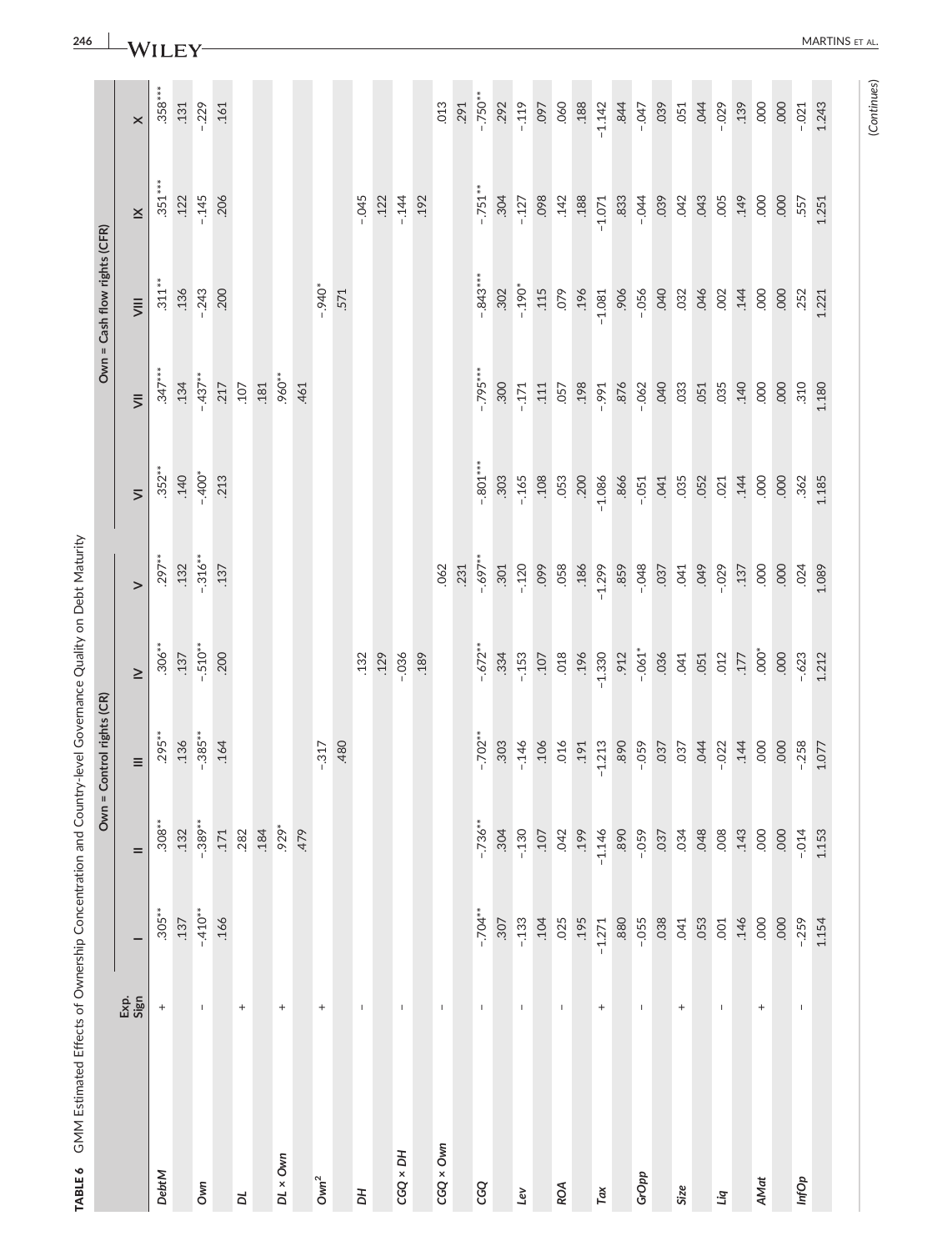**TABLE 6** GMM Estimated Effects of Ownership Concentration and Country-level Governance Quality on Debt Maturity

| | Exp. Sign | Own = Control rights (CR) | | | | | Own = Cash flow rights (CFR) | | | | |
|---|---|---|---|---|---|---|---|---|---|---|---|
| | | I | II | III | IV | V | VI | VII | VIII | IX | X |
| ***DebtM*** | + | .305** | .308** | .295** | .306** | .297** | .352** | .347*** | .311** | .351*** | .358*** |
| | | .137 | .132 | .136 | .137 | .132 | .140 | .134 | .136 | .122 | .131 |
| ***Own*** | - | -.410** | -.389** | -.385** | -.510** | -.316** | -.400* | -.437** | -.243 | -.145 | -.229 |
| | | .166 | .171 | .164 | .200 | .137 | .213 | .217 | .200 | .206 | .161 |
| ***DL*** | + | | .282 | | | | | .107 | | | |
| | | | .184 | | | | | .181 | | | |
| ***DL × Own*** | + | | .929* | | | | | .960** | | | |
| | | | .479 | | | | | .461 | | | |
| ***Own²*** | + | | | -.317 | | | | | -.940* | | |
| | | | | .480 | | | | | .571 | | |
| ***DH*** | - | | | | .132 | | | | | -.045 | |
| | | | | | .129 | | | | | .122 | |
| ***CGQ × DH*** | - | | | | -.036 | | | | | -.144 | |
| | | | | | .189 | | | | | .192 | |
| ***CGQ × Own*** | - | | | | | .062 | | | | | .013 |
| | | | | | | .231 | | | | | .291 |
| ***CGQ*** | - | -.704** | -.736** | -.702** | -.672** | -.697** | -.801*** | -.795*** | -.843*** | -.751** | -.750** |
| | | .307 | .304 | .303 | .334 | .301 | .303 | .300 | .302 | .304 | .292 |
| ***Lev*** | - | -.133 | -.130 | -.146 | -.153 | -.120 | -.165 | -.171 | -.190* | -.127 | -.119 |
| | | .104 | .107 | .106 | .107 | .099 | .108 | .111 | .115 | .098 | .097 |
| ***ROA*** | - | .025 | .042 | .016 | .018 | .058 | .053 | .057 | .079 | .142 | .060 |
| | | .195 | .199 | .191 | .196 | .186 | .200 | .198 | .196 | .188 | .188 |
| ***Tax*** | + | -1.271 | -1.146 | -1.213 | -1.330 | -1.299 | -1.086 | -.991 | -1.081 | -1.071 | -1.142 |
| | | .880 | .890 | .890 | .912 | .859 | .866 | .876 | .906 | .833 | .844 |
| ***GrOpp*** | - | -.055 | -.059 | -.059 | -.061* | -.048 | -.051 | -.062 | -.056 | -.044 | -.047 |
| | | .038 | .037 | .037 | .036 | .037 | .041 | .040 | .040 | .039 | .039 |
| ***Size*** | + | .041 | .034 | .037 | .041 | .041 | .035 | .033 | .032 | .042 | .051 |
| | | .053 | .048 | .044 | .051 | .049 | .052 | .051 | .046 | .043 | .044 |
| ***Liq*** | - | .001 | .008 | -.022 | .012 | -.029 | .021 | .035 | .002 | .005 | -.029 |
| | | .146 | .143 | .144 | .177 | .137 | .144 | .140 | .144 | .149 | .139 |
| ***AMat*** | + | .000 | .000 | .000 | .000* | .000 | .000 | .000 | .000 | .000 | .000 |
| | | .000 | .000 | .000 | .000 | .000 | .000 | .000 | .000 | .000 | .000 |
| ***InfOp*** | - | -.259 | -.014 | -.258 | -.623 | .024 | .362 | .310 | .252 | .557 | -.021 |
| | | 1.154 | 1.153 | 1.077 | 1.212 | 1.089 | 1.185 | 1.180 | 1.221 | 1.251 | 1.243 |

(Continues)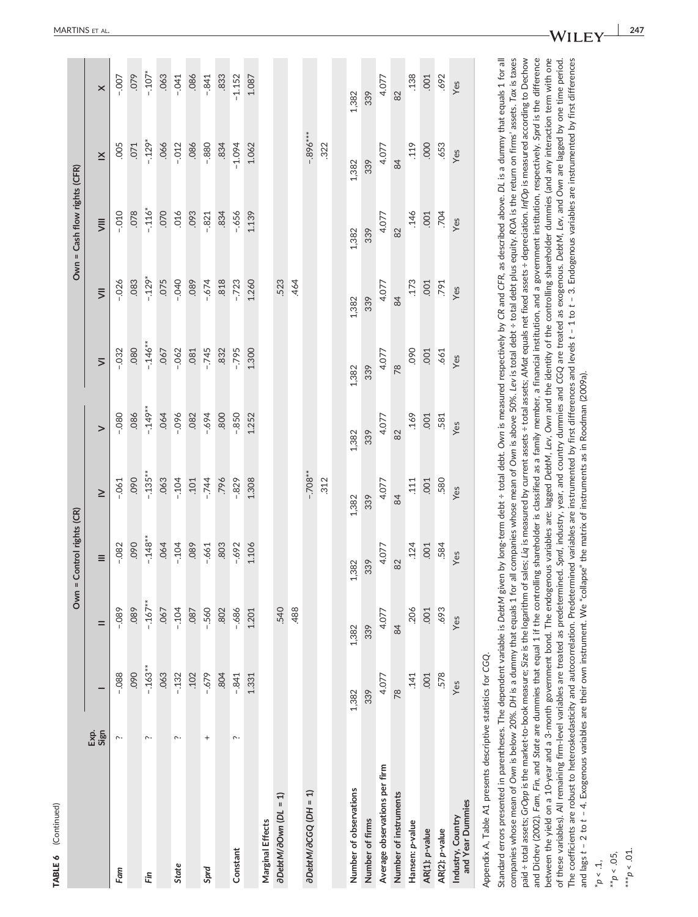**TABLE 6** (Continued)

| | Exp. Sign | Own = Control rights (CR) | | | | | Own = Cash flow rights (CFR) | | | | |
|---|---|---|---|---|---|---|---|---|---|---|---|
| | | I | II | III | IV | V | VI | VII | VIII | IX | X |
| *Fam* | ? | -.088 | -.089 | -.082 | -.061 | -.080 | -.032 | -.026 | -.010 | .005 | -.007 |
| | | .090 | .089 | .090 | .090 | .086 | .080 | .083 | .078 | .071 | .079 |
| *Fin* | ? | -.163** | -.167** | -.148** | -.135** | -.149** | -.146** | -.129* | -.116* | -.129* | -.107* |
| | | .063 | .067 | .064 | .063 | .064 | .067 | .075 | .070 | .066 | .063 |
| *State* | ? | -.132 | -.104 | -.104 | -.104 | -.096 | -.062 | -.040 | .016 | -.012 | -.041 |
| | | .102 | .087 | .089 | .101 | .082 | .081 | .089 | .093 | .086 | .086 |
| *Sprd* | + | -.679 | -.560 | -.661 | -.744 | -.694 | -.745 | -.674 | -.821 | -.880 | -.841 |
| | | .804 | .802 | .803 | .796 | .800 | .832 | .818 | .834 | .834 | .833 |
| Constant | ? | -.841 | -.686 | -.692 | -.829 | -.850 | -.795 | -.723 | -.656 | -1.094 | -1.152 |
| | | 1.331 | 1.201 | 1.106 | 1.308 | 1.252 | 1.300 | 1.260 | 1.139 | 1.062 | 1.087 |
| **Marginal Effects** | | | | | | | | | | | |
| *∂DebtM/∂Own (DL = 1)* | | | .540 | | | | | .523 | | | |
| | | | .488 | | | | | .464 | | | |
| *∂DebtM/∂CGQ (DH = 1)* | | | | | -.708** | | | | | -.896*** | |
| | | | | | .312 | | | | | .322 | |
| Number of observations | | 1,382 | 1,382 | 1,382 | 1,382 | 1,382 | 1,382 | 1,382 | 1,382 | 1,382 | 1,382 |
| Number of firms | | 339 | 339 | 339 | 339 | 339 | 339 | 339 | 339 | 339 | 339 |
| Average observations per firm | | 4.077 | 4.077 | 4.077 | 4.077 | 4.077 | 4.077 | 4.077 | 4.077 | 4.077 | 4.077 |
| Number of instruments | | 78 | 84 | 82 | 84 | 82 | 78 | 84 | 82 | 84 | 82 |
| Hansen: *p*-value | | .141 | .206 | .124 | .111 | .169 | .090 | .173 | .146 | .119 | .138 |
| AR(1): *p*-value | | .001 | .001 | .001 | .001 | .001 | .001 | .001 | .001 | .000 | .001 |
| AR(2): *p*-value | | .578 | .693 | .584 | .580 | .581 | .661 | .791 | .704 | .653 | .692 |
| Industry, Country and Year Dummies | | Yes | Yes | Yes | Yes | Yes | Yes | Yes | Yes | Yes | Yes |

Appendix A, Table A1 presents descriptive statistics for *CGQ*.

Standard errors presented in parentheses. The dependent variable is *DebtM* given by long-term debt ÷ total debt. *Own* is measured respectively by *CR* and *CFR*, as described above. *DL* is a dummy that equals 1 for all companies whose mean of *Own* is below 20%. *DH* is a dummy that equals 1 for all companies whose mean of *Own* is above 50%. *Lev* is total debt ÷ total debt plus equity. *ROA* is the return on firms' assets. *Tax* is taxes paid ÷ total assets; *GrOpp* is the market-to-book measure; *Size* is the logarithm of sales; *Liq* is measured by current assets ÷ total assets; *AMat* equals net fixed assets ÷ depreciation. *InfOp* is measured according to Dechow and Dichev (2002). *Fam*, *Fin*, and *State* are dummies that equal 1 if the controlling shareholder is classified as a family member, a financial institution, and a government institution, respectively. *Sprd* is the difference between the yield on a 10-year and a 3-month government bond. The endogenous variables are: lagged *DebtM*, *Lev*, *Own* and the identity of the controlling shareholder dummies (and any interaction term with one of these variables). All remaining firm-level variables are treated as predetermined. *Sprd*, industry, year, and country dummies and *CGQ* are treated as exogenous. *DebtM*, *Lev*, and *Own* are lagged by one time period. The coefficients are robust to heteroskedasticity and autocorrelation. Predetermined variables are instrumented by first differences and levels $t-1$ to $t-3$. Endogenous variables are instrumented by first differences and lags $t-2$ to $t-4$. Exogenous variables are their own instrument. We "collapse" the matrix of instruments as in Roodman (2009a).

*$p < .1$,

**$p < .05$,

***$p < .01$.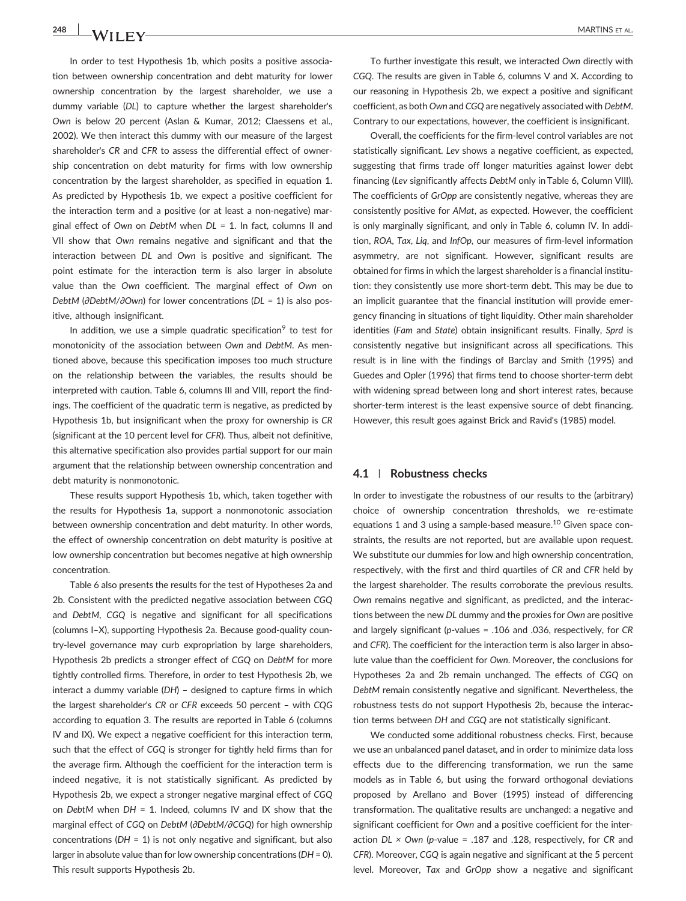In order to test Hypothesis 1b, which posits a positive association between ownership concentration and debt maturity for lower ownership concentration by the largest shareholder, we use a dummy variable (*DL*) to capture whether the largest shareholder's *Own* is below 20 percent (Aslan & Kumar, 2012; Claessens et al., 2002). We then interact this dummy with our measure of the largest shareholder's *CR* and *CFR* to assess the differential effect of ownership concentration on debt maturity for firms with low ownership concentration by the largest shareholder, as specified in equation 1. As predicted by Hypothesis 1b, we expect a positive coefficient for the interaction term and a positive (or at least a non-negative) marginal effect of *Own* on *DebtM* when *DL* = 1. In fact, columns II and VII show that *Own* remains negative and significant and that the interaction between *DL* and *Own* is positive and significant. The point estimate for the interaction term is also larger in absolute value than the *Own* coefficient. The marginal effect of *Own* on *DebtM* (∂*DebtM*/∂*Own*) for lower concentrations (*DL* = 1) is also positive, although insignificant.

In addition, we use a simple quadratic specification[9] to test for monotonicity of the association between *Own* and *DebtM*. As mentioned above, because this specification imposes too much structure on the relationship between the variables, the results should be interpreted with caution. Table 6, columns III and VIII, report the findings. The coefficient of the quadratic term is negative, as predicted by Hypothesis 1b, but insignificant when the proxy for ownership is *CR* (significant at the 10 percent level for *CFR*). Thus, albeit not definitive, this alternative specification also provides partial support for our main argument that the relationship between ownership concentration and debt maturity is nonmonotonic.

These results support Hypothesis 1b, which, taken together with the results for Hypothesis 1a, support a nonmonotonic association between ownership concentration and debt maturity. In other words, the effect of ownership concentration on debt maturity is positive at low ownership concentration but becomes negative at high ownership concentration.

Table 6 also presents the results for the test of Hypotheses 2a and 2b. Consistent with the predicted negative association between *CGQ* and *DebtM*, *CGQ* is negative and significant for all specifications (columns I–X), supporting Hypothesis 2a. Because good-quality country-level governance may curb expropriation by large shareholders, Hypothesis 2b predicts a stronger effect of *CGQ* on *DebtM* for more tightly controlled firms. Therefore, in order to test Hypothesis 2b, we interact a dummy variable (*DH*) – designed to capture firms in which the largest shareholder's *CR* or *CFR* exceeds 50 percent – with *CQG* according to equation 3. The results are reported in Table 6 (columns IV and IX). We expect a negative coefficient for this interaction term, such that the effect of *CGQ* is stronger for tightly held firms than for the average firm. Although the coefficient for the interaction term is indeed negative, it is not statistically significant. As predicted by Hypothesis 2b, we expect a stronger negative marginal effect of *CGQ* on *DebtM* when *DH* = 1. Indeed, columns IV and IX show that the marginal effect of *CGQ* on *DebtM* (∂*DebtM*/∂*CGQ*) for high ownership concentrations (*DH* = 1) is not only negative and significant, but also larger in absolute value than for low ownership concentrations (*DH* = 0). This result supports Hypothesis 2b.

To further investigate this result, we interacted *Own* directly with *CGQ*. The results are given in Table 6, columns V and X. According to our reasoning in Hypothesis 2b, we expect a positive and significant coefficient, as both *Own* and *CGQ* are negatively associated with *DebtM*. Contrary to our expectations, however, the coefficient is insignificant.

Overall, the coefficients for the firm-level control variables are not statistically significant. *Lev* shows a negative coefficient, as expected, suggesting that firms trade off longer maturities against lower debt financing (*Lev* significantly affects *DebtM* only in Table 6, Column VIII). The coefficients of *GrOpp* are consistently negative, whereas they are consistently positive for *AMat*, as expected. However, the coefficient is only marginally significant, and only in Table 6, column IV. In addition, *ROA*, *Tax*, *Liq*, and *InfOp*, our measures of firm-level information asymmetry, are not significant. However, significant results are obtained for firms in which the largest shareholder is a financial institution: they consistently use more short-term debt. This may be due to an implicit guarantee that the financial institution will provide emergency financing in situations of tight liquidity. Other main shareholder identities (*Fam* and *State*) obtain insignificant results. Finally, *Sprd* is consistently negative but insignificant across all specifications. This result is in line with the findings of Barclay and Smith (1995) and Guedes and Opler (1996) that firms tend to choose shorter-term debt with widening spread between long and short interest rates, because shorter-term interest is the least expensive source of debt financing. However, this result goes against Brick and Ravid's (1985) model.

## 4.1 | Robustness checks

In order to investigate the robustness of our results to the (arbitrary) choice of ownership concentration thresholds, we re-estimate equations 1 and 3 using a sample-based measure.[10] Given space constraints, the results are not reported, but are available upon request. We substitute our dummies for low and high ownership concentration, respectively, with the first and third quartiles of *CR* and *CFR* held by the largest shareholder. The results corroborate the previous results. *Own* remains negative and significant, as predicted, and the interactions between the new *DL* dummy and the proxies for *Own* are positive and largely significant (*p*-values = .106 and .036, respectively, for *CR* and *CFR*). The coefficient for the interaction term is also larger in absolute value than the coefficient for *Own*. Moreover, the conclusions for Hypotheses 2a and 2b remain unchanged. The effects of *CGQ* on *DebtM* remain consistently negative and significant. Nevertheless, the robustness tests do not support Hypothesis 2b, because the interaction terms between *DH* and *CGQ* are not statistically significant.

We conducted some additional robustness checks. First, because we use an unbalanced panel dataset, and in order to minimize data loss effects due to the differencing transformation, we run the same models as in Table 6, but using the forward orthogonal deviations proposed by Arellano and Bover (1995) instead of differencing transformation. The qualitative results are unchanged: a negative and significant coefficient for *Own* and a positive coefficient for the interaction *DL* × *Own* (*p*-value = .187 and .128, respectively, for *CR* and *CFR*). Moreover, *CGQ* is again negative and significant at the 5 percent level. Moreover, *Tax* and *GrOpp* show a negative and significant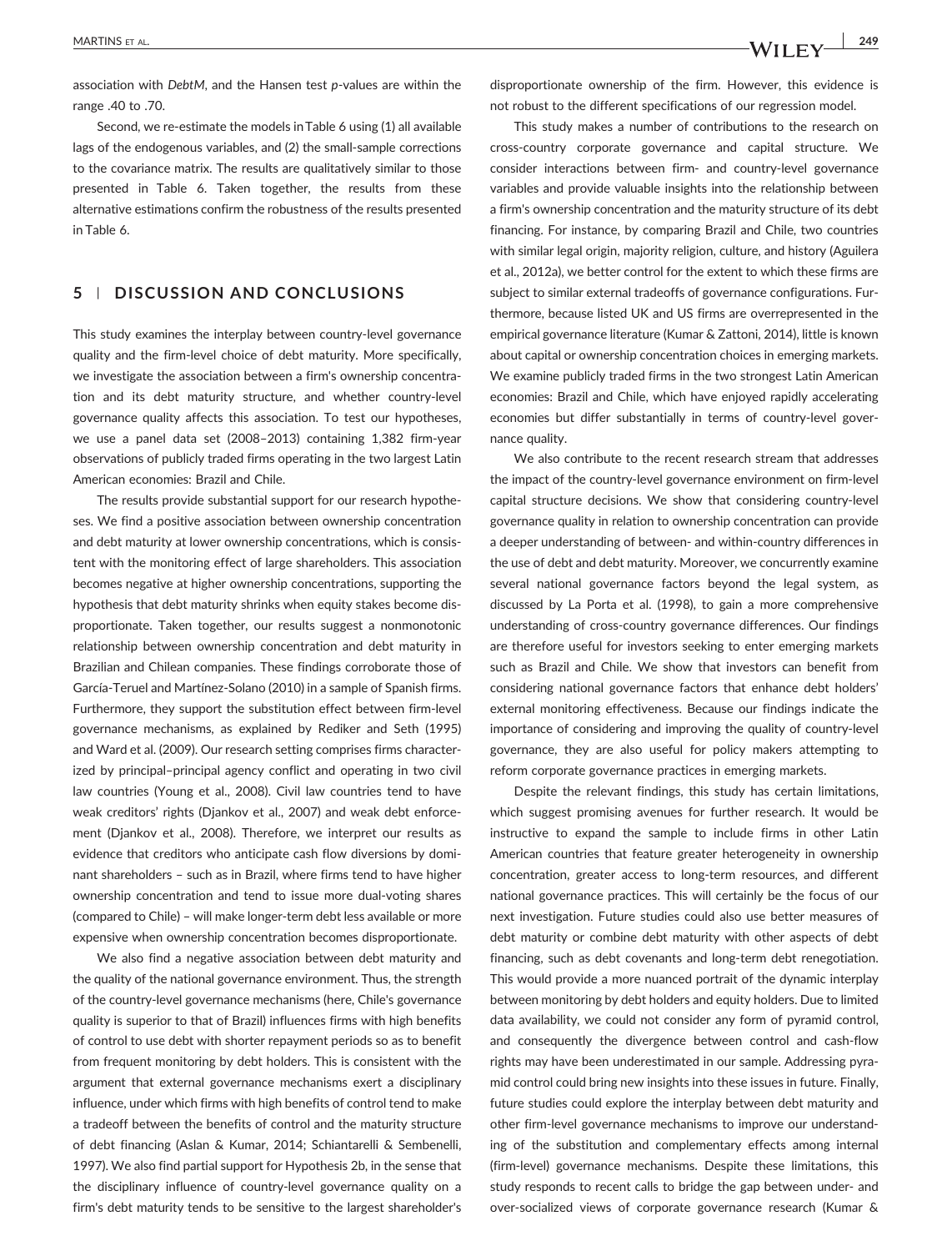association with *DebtM*, and the Hansen test *p*-values are within the range .40 to .70.

Second, we re-estimate the models in Table 6 using (1) all available lags of the endogenous variables, and (2) the small-sample corrections to the covariance matrix. The results are qualitatively similar to those presented in Table 6. Taken together, the results from these alternative estimations confirm the robustness of the results presented in Table 6.

## 5 | DISCUSSION AND CONCLUSIONS

This study examines the interplay between country-level governance quality and the firm-level choice of debt maturity. More specifically, we investigate the association between a firm's ownership concentration and its debt maturity structure, and whether country-level governance quality affects this association. To test our hypotheses, we use a panel data set (2008–2013) containing 1,382 firm-year observations of publicly traded firms operating in the two largest Latin American economies: Brazil and Chile.

The results provide substantial support for our research hypotheses. We find a positive association between ownership concentration and debt maturity at lower ownership concentrations, which is consistent with the monitoring effect of large shareholders. This association becomes negative at higher ownership concentrations, supporting the hypothesis that debt maturity shrinks when equity stakes become disproportionate. Taken together, our results suggest a nonmonotonic relationship between ownership concentration and debt maturity in Brazilian and Chilean companies. These findings corroborate those of García-Teruel and Martínez-Solano (2010) in a sample of Spanish firms. Furthermore, they support the substitution effect between firm-level governance mechanisms, as explained by Rediker and Seth (1995) and Ward et al. (2009). Our research setting comprises firms characterized by principal–principal agency conflict and operating in two civil law countries (Young et al., 2008). Civil law countries tend to have weak creditors' rights (Djankov et al., 2007) and weak debt enforcement (Djankov et al., 2008). Therefore, we interpret our results as evidence that creditors who anticipate cash flow diversions by dominant shareholders – such as in Brazil, where firms tend to have higher ownership concentration and tend to issue more dual-voting shares (compared to Chile) – will make longer-term debt less available or more expensive when ownership concentration becomes disproportionate.

We also find a negative association between debt maturity and the quality of the national governance environment. Thus, the strength of the country-level governance mechanisms (here, Chile's governance quality is superior to that of Brazil) influences firms with high benefits of control to use debt with shorter repayment periods so as to benefit from frequent monitoring by debt holders. This is consistent with the argument that external governance mechanisms exert a disciplinary influence, under which firms with high benefits of control tend to make a tradeoff between the benefits of control and the maturity structure of debt financing (Aslan & Kumar, 2014; Schiantarelli & Sembenelli, 1997). We also find partial support for Hypothesis 2b, in the sense that the disciplinary influence of country-level governance quality on a firm's debt maturity tends to be sensitive to the largest shareholder's disproportionate ownership of the firm. However, this evidence is not robust to the different specifications of our regression model.

This study makes a number of contributions to the research on cross-country corporate governance and capital structure. We consider interactions between firm- and country-level governance variables and provide valuable insights into the relationship between a firm's ownership concentration and the maturity structure of its debt financing. For instance, by comparing Brazil and Chile, two countries with similar legal origin, majority religion, culture, and history (Aguilera et al., 2012a), we better control for the extent to which these firms are subject to similar external tradeoffs of governance configurations. Furthermore, because listed UK and US firms are overrepresented in the empirical governance literature (Kumar & Zattoni, 2014), little is known about capital or ownership concentration choices in emerging markets. We examine publicly traded firms in the two strongest Latin American economies: Brazil and Chile, which have enjoyed rapidly accelerating economies but differ substantially in terms of country-level governance quality.

We also contribute to the recent research stream that addresses the impact of the country-level governance environment on firm-level capital structure decisions. We show that considering country-level governance quality in relation to ownership concentration can provide a deeper understanding of between- and within-country differences in the use of debt and debt maturity. Moreover, we concurrently examine several national governance factors beyond the legal system, as discussed by La Porta et al. (1998), to gain a more comprehensive understanding of cross-country governance differences. Our findings are therefore useful for investors seeking to enter emerging markets such as Brazil and Chile. We show that investors can benefit from considering national governance factors that enhance debt holders' external monitoring effectiveness. Because our findings indicate the importance of considering and improving the quality of country-level governance, they are also useful for policy makers attempting to reform corporate governance practices in emerging markets.

Despite the relevant findings, this study has certain limitations, which suggest promising avenues for further research. It would be instructive to expand the sample to include firms in other Latin American countries that feature greater heterogeneity in ownership concentration, greater access to long-term resources, and different national governance practices. This will certainly be the focus of our next investigation. Future studies could also use better measures of debt maturity or combine debt maturity with other aspects of debt financing, such as debt covenants and long-term debt renegotiation. This would provide a more nuanced portrait of the dynamic interplay between monitoring by debt holders and equity holders. Due to limited data availability, we could not consider any form of pyramid control, and consequently the divergence between control and cash-flow rights may have been underestimated in our sample. Addressing pyramid control could bring new insights into these issues in future. Finally, future studies could explore the interplay between debt maturity and other firm-level governance mechanisms to improve our understanding of the substitution and complementary effects among internal (firm-level) governance mechanisms. Despite these limitations, this study responds to recent calls to bridge the gap between under- and over-socialized views of corporate governance research (Kumar &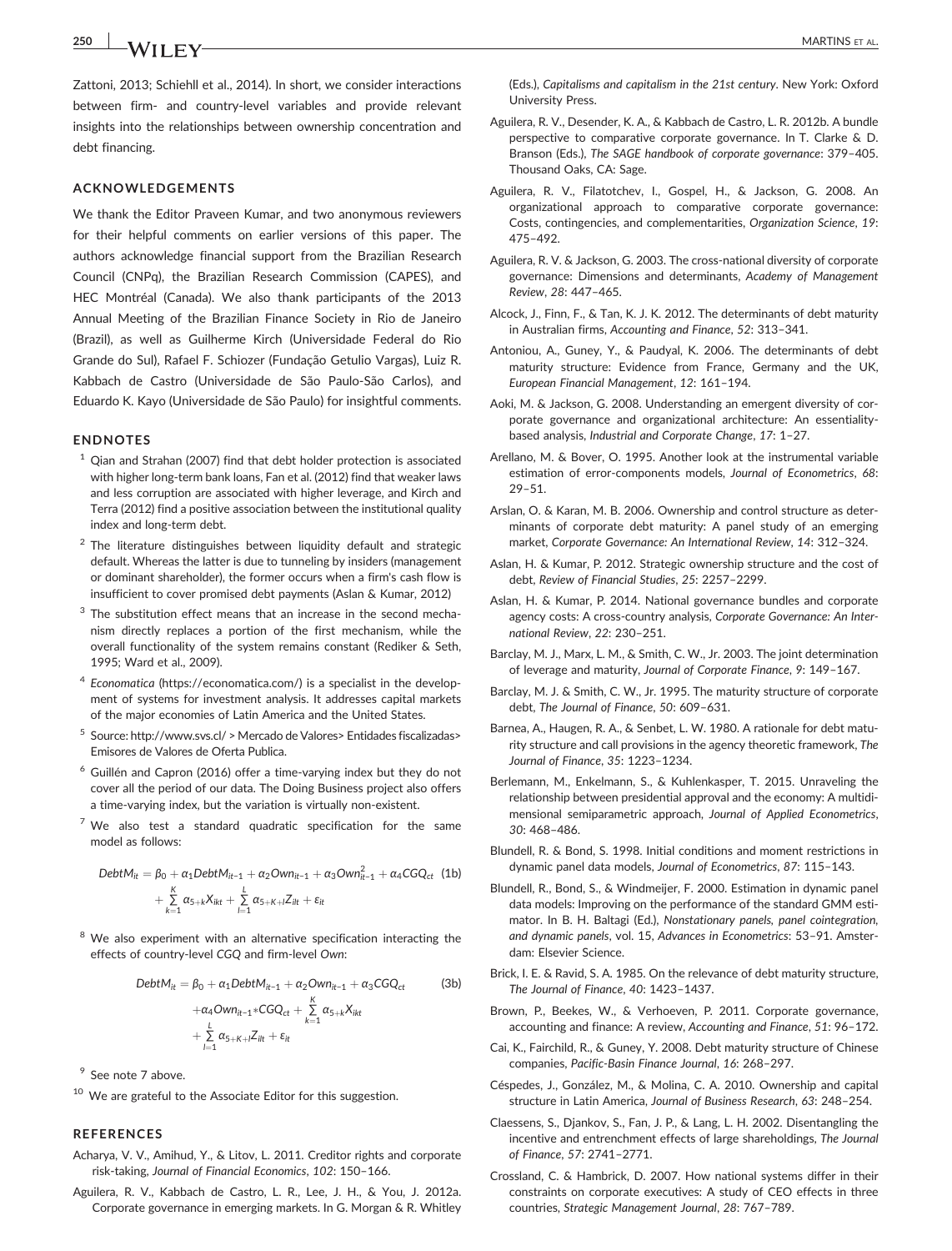Zattoni, 2013; Schiehll et al., 2014). In short, we consider interactions between firm- and country-level variables and provide relevant insights into the relationships between ownership concentration and debt financing.

## ACKNOWLEDGEMENTS

We thank the Editor Praveen Kumar, and two anonymous reviewers for their helpful comments on earlier versions of this paper. The authors acknowledge financial support from the Brazilian Research Council (CNPq), the Brazilian Research Commission (CAPES), and HEC Montréal (Canada). We also thank participants of the 2013 Annual Meeting of the Brazilian Finance Society in Rio de Janeiro (Brazil), as well as Guilherme Kirch (Universidade Federal do Rio Grande do Sul), Rafael F. Schiozer (Fundação Getulio Vargas), Luiz R. Kabbach de Castro (Universidade de São Paulo-São Carlos), and Eduardo K. Kayo (Universidade de São Paulo) for insightful comments.

## ENDNOTES

1 Qian and Strahan (2007) find that debt holder protection is associated with higher long-term bank loans, Fan et al. (2012) find that weaker laws and less corruption are associated with higher leverage, and Kirch and Terra (2012) find a positive association between the institutional quality index and long-term debt.

2 The literature distinguishes between liquidity default and strategic default. Whereas the latter is due to tunneling by insiders (management or dominant shareholder), the former occurs when a firm's cash flow is insufficient to cover promised debt payments (Aslan & Kumar, 2012)

3 The substitution effect means that an increase in the second mechanism directly replaces a portion of the first mechanism, while the overall functionality of the system remains constant (Rediker & Seth, 1995; Ward et al., 2009).

4 *Economatica* (https://economatica.com/) is a specialist in the development of systems for investment analysis. It addresses capital markets of the major economies of Latin America and the United States.

5 Source: http://www.svs.cl/ > Mercado de Valores> Entidades fiscalizadas> Emisores de Valores de Oferta Publica.

6 Guillén and Capron (2016) offer a time-varying index but they do not cover all the period of our data. The Doing Business project also offers a time-varying index, but the variation is virtually non-existent.

7 We also test a standard quadratic specification for the same model as follows:

$$DebtM_{it} = \beta_0 + \alpha_1 DebtM_{it-1} + \alpha_2 Own_{it-1} + \alpha_3 Own^2_{it-1} + \alpha_4 CGQ_{ct} + \sum_{k=1}^{K} \alpha_{5+k} X_{ikt} + \sum_{l=1}^{L} \alpha_{5+K+l} Z_{ilt} + \varepsilon_{it} \quad (1b)$$

8 We also experiment with an alternative specification interacting the effects of country-level *CGQ* and firm-level *Own*:

$$DebtM_{it} = \beta_0 + \alpha_1 DebtM_{it-1} + \alpha_2 Own_{it-1} + \alpha_3 CGQ_{ct} + \alpha_4 Own_{it-1} * CGQ_{ct} + \sum_{k=1}^{K} \alpha_{5+k} X_{ikt} + \sum_{l=1}^{L} \alpha_{5+K+l} Z_{ilt} + \varepsilon_{it} \quad (3b)$$

9 See note 7 above.

10 We are grateful to the Associate Editor for this suggestion.

## REFERENCES

Acharya, V. V., Amihud, Y., & Litov, L. 2011. Creditor rights and corporate risk-taking, *Journal of Financial Economics*, *102*: 150–166.

Aguilera, R. V., Kabbach de Castro, L. R., Lee, J. H., & You, J. 2012a. Corporate governance in emerging markets. In G. Morgan & R. Whitley (Eds.), *Capitalisms and capitalism in the 21st century*. New York: Oxford University Press.

Aguilera, R. V., Desender, K. A., & Kabbach de Castro, L. R. 2012b. A bundle perspective to comparative corporate governance. In T. Clarke & D. Branson (Eds.), *The SAGE handbook of corporate governance*: 379–405. Thousand Oaks, CA: Sage.

Aguilera, R. V., Filatotchev, I., Gospel, H., & Jackson, G. 2008. An organizational approach to comparative corporate governance: Costs, contingencies, and complementarities, *Organization Science*, *19*: 475–492.

Aguilera, R. V. & Jackson, G. 2003. The cross-national diversity of corporate governance: Dimensions and determinants, *Academy of Management Review*, *28*: 447–465.

Alcock, J., Finn, F., & Tan, K. J. K. 2012. The determinants of debt maturity in Australian firms, *Accounting and Finance*, *52*: 313–341.

Antoniou, A., Guney, Y., & Paudyal, K. 2006. The determinants of debt maturity structure: Evidence from France, Germany and the UK, *European Financial Management*, *12*: 161–194.

Aoki, M. & Jackson, G. 2008. Understanding an emergent diversity of corporate governance and organizational architecture: An essentiality-based analysis, *Industrial and Corporate Change*, *17*: 1–27.

Arellano, M. & Bover, O. 1995. Another look at the instrumental variable estimation of error-components models, *Journal of Econometrics*, *68*: 29–51.

Arslan, O. & Karan, M. B. 2006. Ownership and control structure as determinants of corporate debt maturity: A panel study of an emerging market, *Corporate Governance: An International Review*, *14*: 312–324.

Aslan, H. & Kumar, P. 2012. Strategic ownership structure and the cost of debt, *Review of Financial Studies*, *25*: 2257–2299.

Aslan, H. & Kumar, P. 2014. National governance bundles and corporate agency costs: A cross-country analysis, *Corporate Governance: An International Review*, *22*: 230–251.

Barclay, M. J., Marx, L. M., & Smith, C. W., Jr. 2003. The joint determination of leverage and maturity, *Journal of Corporate Finance*, *9*: 149–167.

Barclay, M. J. & Smith, C. W., Jr. 1995. The maturity structure of corporate debt, *The Journal of Finance*, *50*: 609–631.

Barnea, A., Haugen, R. A., & Senbet, L. W. 1980. A rationale for debt maturity structure and call provisions in the agency theoretic framework, *The Journal of Finance*, *35*: 1223–1234.

Berlemann, M., Enkelmann, S., & Kuhlenkasper, T. 2015. Unraveling the relationship between presidential approval and the economy: A multidimensional semiparametric approach, *Journal of Applied Econometrics*, *30*: 468–486.

Blundell, R. & Bond, S. 1998. Initial conditions and moment restrictions in dynamic panel data models, *Journal of Econometrics*, *87*: 115–143.

Blundell, R., Bond, S., & Windmeijer, F. 2000. Estimation in dynamic panel data models: Improving on the performance of the standard GMM estimator. In B. H. Baltagi (Ed.), *Nonstationary panels, panel cointegration, and dynamic panels*, vol. 15, *Advances in Econometrics*: 53–91. Amsterdam: Elsevier Science.

Brick, I. E. & Ravid, S. A. 1985. On the relevance of debt maturity structure, *The Journal of Finance*, *40*: 1423–1437.

Brown, P., Beekes, W., & Verhoeven, P. 2011. Corporate governance, accounting and finance: A review, *Accounting and Finance*, *51*: 96–172.

Cai, K., Fairchild, R., & Guney, Y. 2008. Debt maturity structure of Chinese companies, *Pacific-Basin Finance Journal*, *16*: 268–297.

Céspedes, J., González, M., & Molina, C. A. 2010. Ownership and capital structure in Latin America, *Journal of Business Research*, *63*: 248–254.

Claessens, S., Djankov, S., Fan, J. P., & Lang, L. H. 2002. Disentangling the incentive and entrenchment effects of large shareholdings, *The Journal of Finance*, *57*: 2741–2771.

Crossland, C. & Hambrick, D. 2007. How national systems differ in their constraints on corporate executives: A study of CEO effects in three countries, *Strategic Management Journal*, *28*: 767–789.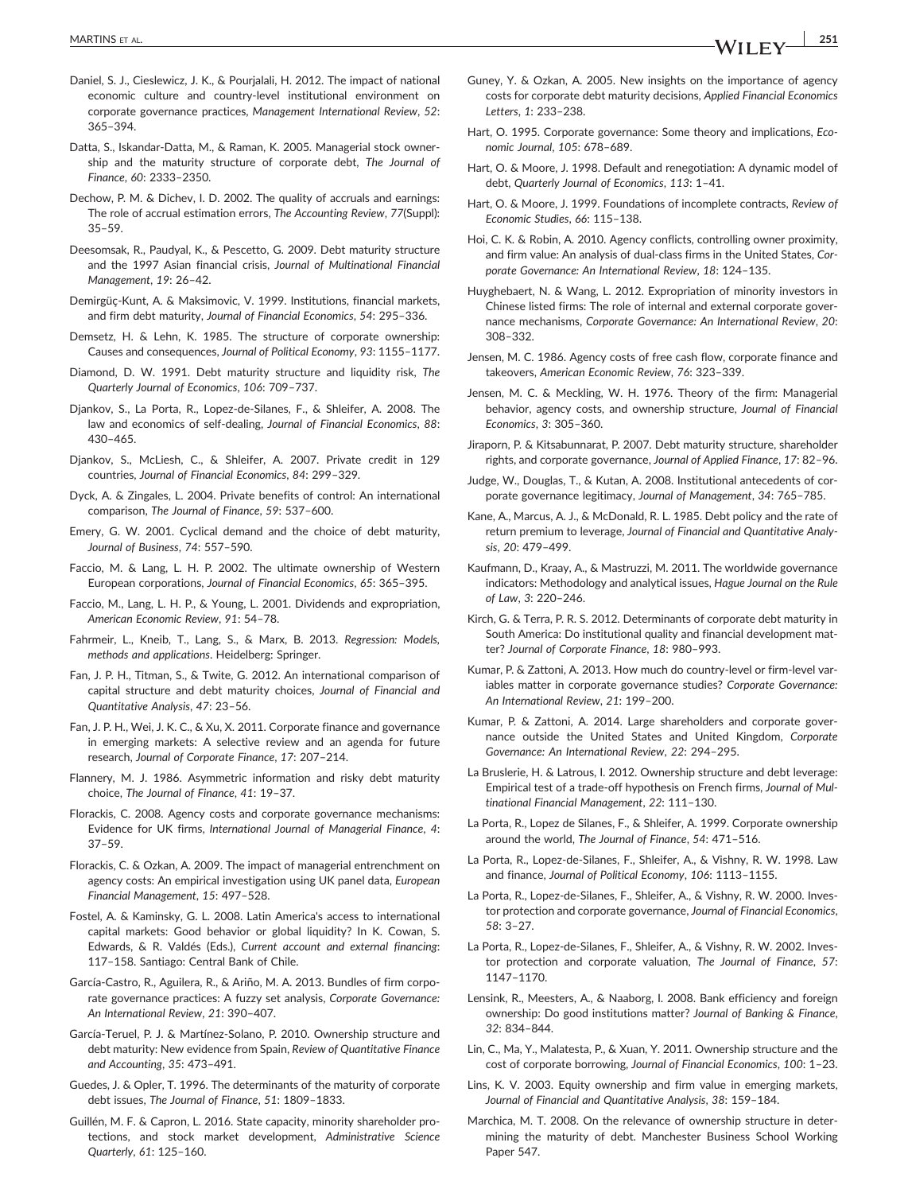Daniel, S. J., Cieslewicz, J. K., & Pourjalali, H. 2012. The impact of national economic culture and country-level institutional environment on corporate governance practices, *Management International Review*, *52*: 365–394.

Datta, S., Iskandar-Datta, M., & Raman, K. 2005. Managerial stock ownership and the maturity structure of corporate debt, *The Journal of Finance*, *60*: 2333–2350.

Dechow, P. M. & Dichev, I. D. 2002. The quality of accruals and earnings: The role of accrual estimation errors, *The Accounting Review*, *77*(Suppl): 35–59.

Deesomsak, R., Paudyal, K., & Pescetto, G. 2009. Debt maturity structure and the 1997 Asian financial crisis, *Journal of Multinational Financial Management*, *19*: 26–42.

Demirgüç-Kunt, A. & Maksimovic, V. 1999. Institutions, financial markets, and firm debt maturity, *Journal of Financial Economics*, *54*: 295–336.

Demsetz, H. & Lehn, K. 1985. The structure of corporate ownership: Causes and consequences, *Journal of Political Economy*, *93*: 1155–1177.

Diamond, D. W. 1991. Debt maturity structure and liquidity risk, *The Quarterly Journal of Economics*, *106*: 709–737.

Djankov, S., La Porta, R., Lopez-de-Silanes, F., & Shleifer, A. 2008. The law and economics of self-dealing, *Journal of Financial Economics*, *88*: 430–465.

Djankov, S., McLiesh, C., & Shleifer, A. 2007. Private credit in 129 countries, *Journal of Financial Economics*, *84*: 299–329.

Dyck, A. & Zingales, L. 2004. Private benefits of control: An international comparison, *The Journal of Finance*, *59*: 537–600.

Emery, G. W. 2001. Cyclical demand and the choice of debt maturity, *Journal of Business*, *74*: 557–590.

Faccio, M. & Lang, L. H. P. 2002. The ultimate ownership of Western European corporations, *Journal of Financial Economics*, *65*: 365–395.

Faccio, M., Lang, L. H. P., & Young, L. 2001. Dividends and expropriation, *American Economic Review*, *91*: 54–78.

Fahrmeir, L., Kneib, T., Lang, S., & Marx, B. 2013. *Regression: Models, methods and applications*. Heidelberg: Springer.

Fan, J. P. H., Titman, S., & Twite, G. 2012. An international comparison of capital structure and debt maturity choices, *Journal of Financial and Quantitative Analysis*, *47*: 23–56.

Fan, J. P. H., Wei, J. K. C., & Xu, X. 2011. Corporate finance and governance in emerging markets: A selective review and an agenda for future research, *Journal of Corporate Finance*, *17*: 207–214.

Flannery, M. J. 1986. Asymmetric information and risky debt maturity choice, *The Journal of Finance*, *41*: 19–37.

Florackis, C. 2008. Agency costs and corporate governance mechanisms: Evidence for UK firms, *International Journal of Managerial Finance*, *4*: 37–59.

Florackis, C. & Ozkan, A. 2009. The impact of managerial entrenchment on agency costs: An empirical investigation using UK panel data, *European Financial Management*, *15*: 497–528.

Fostel, A. & Kaminsky, G. L. 2008. Latin America's access to international capital markets: Good behavior or global liquidity? In K. Cowan, S. Edwards, & R. Valdés (Eds.), *Current account and external financing*: 117–158. Santiago: Central Bank of Chile.

García-Castro, R., Aguilera, R., & Ariño, M. A. 2013. Bundles of firm corporate governance practices: A fuzzy set analysis, *Corporate Governance: An International Review*, *21*: 390–407.

García-Teruel, P. J. & Martínez-Solano, P. 2010. Ownership structure and debt maturity: New evidence from Spain, *Review of Quantitative Finance and Accounting*, *35*: 473–491.

Guedes, J. & Opler, T. 1996. The determinants of the maturity of corporate debt issues, *The Journal of Finance*, *51*: 1809–1833.

Guillén, M. F. & Capron, L. 2016. State capacity, minority shareholder protections, and stock market development, *Administrative Science Quarterly*, *61*: 125–160.

Guney, Y. & Ozkan, A. 2005. New insights on the importance of agency costs for corporate debt maturity decisions, *Applied Financial Economics Letters*, *1*: 233–238.

Hart, O. 1995. Corporate governance: Some theory and implications, *Economic Journal*, *105*: 678–689.

Hart, O. & Moore, J. 1998. Default and renegotiation: A dynamic model of debt, *Quarterly Journal of Economics*, *113*: 1–41.

Hart, O. & Moore, J. 1999. Foundations of incomplete contracts, *Review of Economic Studies*, *66*: 115–138.

Hoi, C. K. & Robin, A. 2010. Agency conflicts, controlling owner proximity, and firm value: An analysis of dual-class firms in the United States, *Corporate Governance: An International Review*, *18*: 124–135.

Huyghebaert, N. & Wang, L. 2012. Expropriation of minority investors in Chinese listed firms: The role of internal and external corporate governance mechanisms, *Corporate Governance: An International Review*, *20*: 308–332.

Jensen, M. C. 1986. Agency costs of free cash flow, corporate finance and takeovers, *American Economic Review*, *76*: 323–339.

Jensen, M. C. & Meckling, W. H. 1976. Theory of the firm: Managerial behavior, agency costs, and ownership structure, *Journal of Financial Economics*, *3*: 305–360.

Jiraporn, P. & Kitsabunnarat, P. 2007. Debt maturity structure, shareholder rights, and corporate governance, *Journal of Applied Finance*, *17*: 82–96.

Judge, W., Douglas, T., & Kutan, A. 2008. Institutional antecedents of corporate governance legitimacy, *Journal of Management*, *34*: 765–785.

Kane, A., Marcus, A. J., & McDonald, R. L. 1985. Debt policy and the rate of return premium to leverage, *Journal of Financial and Quantitative Analysis*, *20*: 479–499.

Kaufmann, D., Kraay, A., & Mastruzzi, M. 2011. The worldwide governance indicators: Methodology and analytical issues, *Hague Journal on the Rule of Law*, *3*: 220–246.

Kirch, G. & Terra, P. R. S. 2012. Determinants of corporate debt maturity in South America: Do institutional quality and financial development matter? *Journal of Corporate Finance*, *18*: 980–993.

Kumar, P. & Zattoni, A. 2013. How much do country-level or firm-level variables matter in corporate governance studies? *Corporate Governance: An International Review*, *21*: 199–200.

Kumar, P. & Zattoni, A. 2014. Large shareholders and corporate governance outside the United States and United Kingdom, *Corporate Governance: An International Review*, *22*: 294–295.

La Bruslerie, H. & Latrous, I. 2012. Ownership structure and debt leverage: Empirical test of a trade-off hypothesis on French firms, *Journal of Multinational Financial Management*, *22*: 111–130.

La Porta, R., Lopez de Silanes, F., & Shleifer, A. 1999. Corporate ownership around the world, *The Journal of Finance*, *54*: 471–516.

La Porta, R., Lopez-de-Silanes, F., Shleifer, A., & Vishny, R. W. 1998. Law and finance, *Journal of Political Economy*, *106*: 1113–1155.

La Porta, R., Lopez-de-Silanes, F., Shleifer, A., & Vishny, R. W. 2000. Investor protection and corporate governance, *Journal of Financial Economics*, *58*: 3–27.

La Porta, R., Lopez-de-Silanes, F., Shleifer, A., & Vishny, R. W. 2002. Investor protection and corporate valuation, *The Journal of Finance*, *57*: 1147–1170.

Lensink, R., Meesters, A., & Naaborg, I. 2008. Bank efficiency and foreign ownership: Do good institutions matter? *Journal of Banking & Finance*, *32*: 834–844.

Lin, C., Ma, Y., Malatesta, P., & Xuan, Y. 2011. Ownership structure and the cost of corporate borrowing, *Journal of Financial Economics*, *100*: 1–23.

Lins, K. V. 2003. Equity ownership and firm value in emerging markets, *Journal of Financial and Quantitative Analysis*, *38*: 159–184.

Marchica, M. T. 2008. On the relevance of ownership structure in determining the maturity of debt. Manchester Business School Working Paper 547.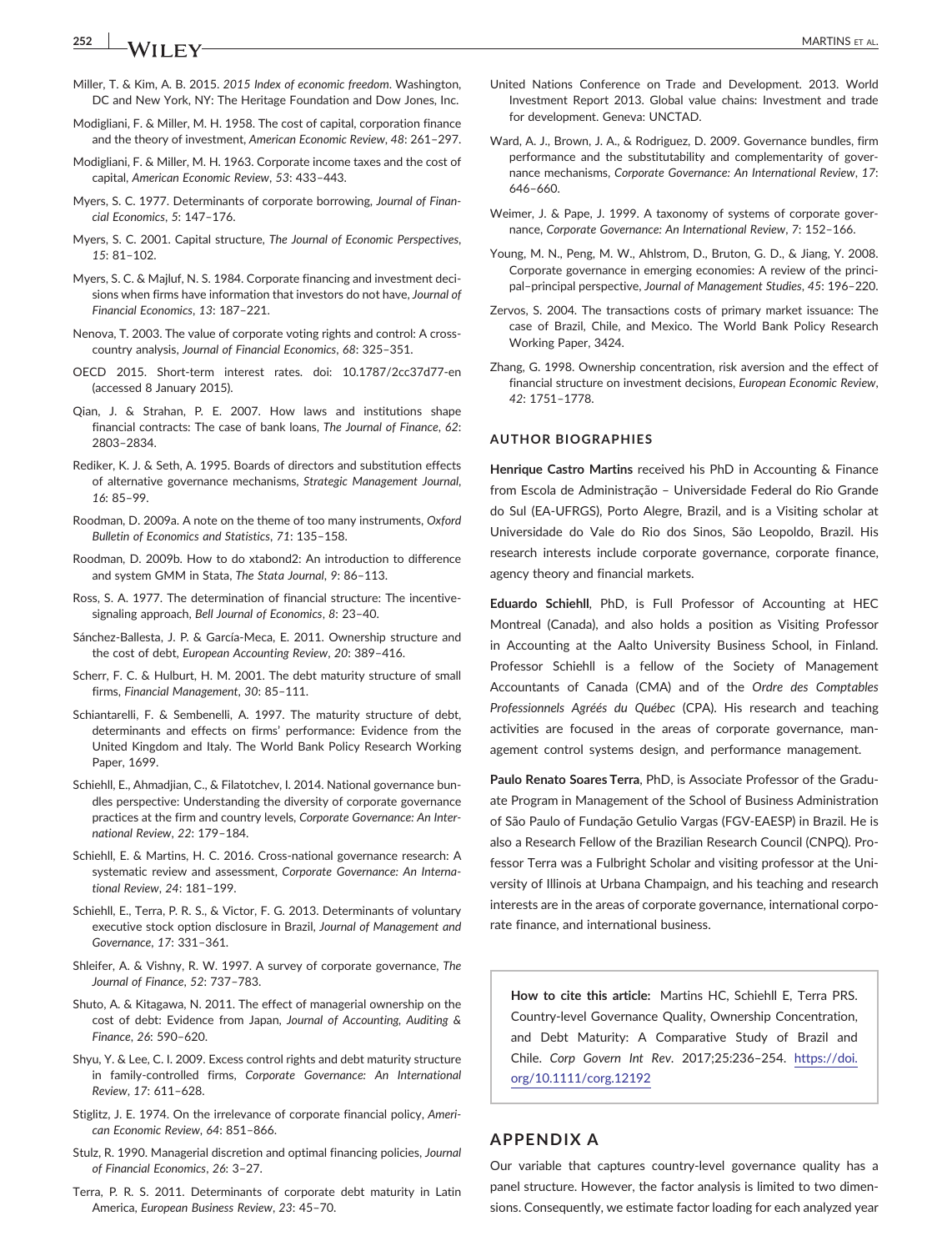Miller, T. & Kim, A. B. 2015. *2015 Index of economic freedom*. Washington, DC and New York, NY: The Heritage Foundation and Dow Jones, Inc.

Modigliani, F. & Miller, M. H. 1958. The cost of capital, corporation finance and the theory of investment, *American Economic Review*, *48*: 261–297.

Modigliani, F. & Miller, M. H. 1963. Corporate income taxes and the cost of capital, *American Economic Review*, *53*: 433–443.

Myers, S. C. 1977. Determinants of corporate borrowing, *Journal of Financial Economics*, *5*: 147–176.

Myers, S. C. 2001. Capital structure, *The Journal of Economic Perspectives*, *15*: 81–102.

Myers, S. C. & Majluf, N. S. 1984. Corporate financing and investment decisions when firms have information that investors do not have, *Journal of Financial Economics*, *13*: 187–221.

Nenova, T. 2003. The value of corporate voting rights and control: A cross-country analysis, *Journal of Financial Economics*, *68*: 325–351.

OECD 2015. Short-term interest rates. doi: 10.1787/2cc37d77-en (accessed 8 January 2015).

Qian, J. & Strahan, P. E. 2007. How laws and institutions shape financial contracts: The case of bank loans, *The Journal of Finance*, *62*: 2803–2834.

Rediker, K. J. & Seth, A. 1995. Boards of directors and substitution effects of alternative governance mechanisms, *Strategic Management Journal*, *16*: 85–99.

Roodman, D. 2009a. A note on the theme of too many instruments, *Oxford Bulletin of Economics and Statistics*, *71*: 135–158.

Roodman, D. 2009b. How to do xtabond2: An introduction to difference and system GMM in Stata, *The Stata Journal*, *9*: 86–113.

Ross, S. A. 1977. The determination of financial structure: The incentive-signaling approach, *Bell Journal of Economics*, *8*: 23–40.

Sánchez-Ballesta, J. P. & García-Meca, E. 2011. Ownership structure and the cost of debt, *European Accounting Review*, *20*: 389–416.

Scherr, F. C. & Hulburt, H. M. 2001. The debt maturity structure of small firms, *Financial Management*, *30*: 85–111.

Schiantarelli, F. & Sembenelli, A. 1997. The maturity structure of debt, determinants and effects on firms' performance: Evidence from the United Kingdom and Italy. The World Bank Policy Research Working Paper, 1699.

Schiehll, E., Ahmadjian, C., & Filatotchev, I. 2014. National governance bundles perspective: Understanding the diversity of corporate governance practices at the firm and country levels, *Corporate Governance: An International Review*, *22*: 179–184.

Schiehll, E. & Martins, H. C. 2016. Cross-national governance research: A systematic review and assessment, *Corporate Governance: An International Review*, *24*: 181–199.

Schiehll, E., Terra, P. R. S., & Victor, F. G. 2013. Determinants of voluntary executive stock option disclosure in Brazil, *Journal of Management and Governance*, *17*: 331–361.

Shleifer, A. & Vishny, R. W. 1997. A survey of corporate governance, *The Journal of Finance*, *52*: 737–783.

Shuto, A. & Kitagawa, N. 2011. The effect of managerial ownership on the cost of debt: Evidence from Japan, *Journal of Accounting, Auditing & Finance*, *26*: 590–620.

Shyu, Y. & Lee, C. I. 2009. Excess control rights and debt maturity structure in family-controlled firms, *Corporate Governance: An International Review*, *17*: 611–628.

Stiglitz, J. E. 1974. On the irrelevance of corporate financial policy, *American Economic Review*, *64*: 851–866.

Stulz, R. 1990. Managerial discretion and optimal financing policies, *Journal of Financial Economics*, *26*: 3–27.

Terra, P. R. S. 2011. Determinants of corporate debt maturity in Latin America, *European Business Review*, *23*: 45–70.

United Nations Conference on Trade and Development. 2013. World Investment Report 2013. Global value chains: Investment and trade for development. Geneva: UNCTAD.

Ward, A. J., Brown, J. A., & Rodriguez, D. 2009. Governance bundles, firm performance and the substitutability and complementarity of governance mechanisms, *Corporate Governance: An International Review*, *17*: 646–660.

Weimer, J. & Pape, J. 1999. A taxonomy of systems of corporate governance, *Corporate Governance: An International Review*, *7*: 152–166.

Young, M. N., Peng, M. W., Ahlstrom, D., Bruton, G. D., & Jiang, Y. 2008. Corporate governance in emerging economies: A review of the principal–principal perspective, *Journal of Management Studies*, *45*: 196–220.

Zervos, S. 2004. The transactions costs of primary market issuance: The case of Brazil, Chile, and Mexico. The World Bank Policy Research Working Paper, 3424.

Zhang, G. 1998. Ownership concentration, risk aversion and the effect of financial structure on investment decisions, *European Economic Review*, *42*: 1751–1778.

## AUTHOR BIOGRAPHIES

**Henrique Castro Martins** received his PhD in Accounting & Finance from Escola de Administração – Universidade Federal do Rio Grande do Sul (EA-UFRGS), Porto Alegre, Brazil, and is a Visiting scholar at Universidade do Vale do Rio dos Sinos, São Leopoldo, Brazil. His research interests include corporate governance, corporate finance, agency theory and financial markets.

**Eduardo Schiehll**, PhD, is Full Professor of Accounting at HEC Montreal (Canada), and also holds a position as Visiting Professor in Accounting at the Aalto University Business School, in Finland. Professor Schiehll is a fellow of the Society of Management Accountants of Canada (CMA) and of the *Ordre des Comptables Professionnels Agréés du Québec* (CPA). His research and teaching activities are focused in the areas of corporate governance, management control systems design, and performance management.

**Paulo Renato Soares Terra**, PhD, is Associate Professor of the Graduate Program in Management of the School of Business Administration of São Paulo of Fundação Getulio Vargas (FGV-EAESP) in Brazil. He is also a Research Fellow of the Brazilian Research Council (CNPQ). Professor Terra was a Fulbright Scholar and visiting professor at the University of Illinois at Urbana Champaign, and his teaching and research interests are in the areas of corporate governance, international corporate finance, and international business.

**How to cite this article:** Martins HC, Schiehll E, Terra PRS. Country-level Governance Quality, Ownership Concentration, and Debt Maturity: A Comparative Study of Brazil and Chile. *Corp Govern Int Rev*. 2017;25:236–254. https://doi.org/10.1111/corg.12192

## APPENDIX A

Our variable that captures country-level governance quality has a panel structure. However, the factor analysis is limited to two dimensions. Consequently, we estimate factor loading for each analyzed year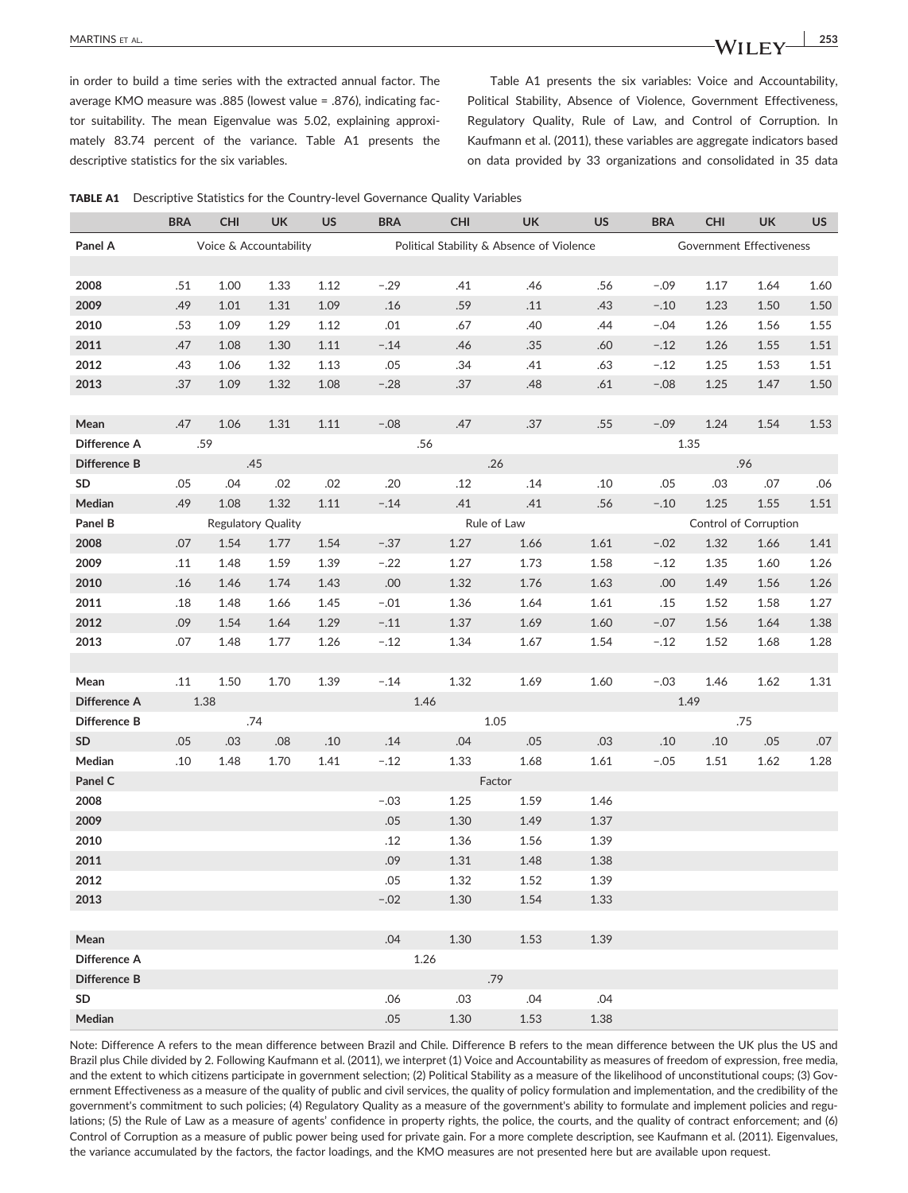in order to build a time series with the extracted annual factor. The average KMO measure was .885 (lowest value = .876), indicating factor suitability. The mean Eigenvalue was 5.02, explaining approximately 83.74 percent of the variance. Table A1 presents the descriptive statistics for the six variables.

Table A1 presents the six variables: Voice and Accountability, Political Stability, Absence of Violence, Government Effectiveness, Regulatory Quality, Rule of Law, and Control of Corruption. In Kaufmann et al. (2011), these variables are aggregate indicators based on data provided by 33 organizations and consolidated in 35 data

**TABLE A1** Descriptive Statistics for the Country-level Governance Quality Variables

| | BRA | CHI | UK | US | BRA | CHI | UK | US | BRA | CHI | UK | US |
|---|---|---|---|---|---|---|---|---|---|---|---|---|
| **Panel A** | Voice & Accountability | | | | Political Stability & Absence of Violence | | | | Government Effectiveness | | | |
| **2008** | .51 | 1.00 | 1.33 | 1.12 | −.29 | .41 | .46 | .56 | −.09 | 1.17 | 1.64 | 1.60 |
| **2009** | .49 | 1.01 | 1.31 | 1.09 | .16 | .59 | .11 | .43 | −.10 | 1.23 | 1.50 | 1.50 |
| **2010** | .53 | 1.09 | 1.29 | 1.12 | .01 | .67 | .40 | .44 | −.04 | 1.26 | 1.56 | 1.55 |
| **2011** | .47 | 1.08 | 1.30 | 1.11 | −.14 | .46 | .35 | .60 | −.12 | 1.26 | 1.55 | 1.51 |
| **2012** | .43 | 1.06 | 1.32 | 1.13 | .05 | .34 | .41 | .63 | −.12 | 1.25 | 1.53 | 1.51 |
| **2013** | .37 | 1.09 | 1.32 | 1.08 | −.28 | .37 | .48 | .61 | −.08 | 1.25 | 1.47 | 1.50 |
| **Mean** | .47 | 1.06 | 1.31 | 1.11 | −.08 | .47 | .37 | .55 | −.09 | 1.24 | 1.54 | 1.53 |
| **Difference A** | .59 | | | | .56 | | | | 1.35 | | | |
| **Difference B** | .45 | | | | .26 | | | | .96 | | | |
| **SD** | .05 | .04 | .02 | .02 | .20 | .12 | .14 | .10 | .05 | .03 | .07 | .06 |
| **Median** | .49 | 1.08 | 1.32 | 1.11 | −.14 | .41 | .41 | .56 | −.10 | 1.25 | 1.55 | 1.51 |
| **Panel B** | Regulatory Quality | | | | Rule of Law | | | | Control of Corruption | | | |
| **2008** | .07 | 1.54 | 1.77 | 1.54 | −.37 | 1.27 | 1.66 | 1.61 | −.02 | 1.32 | 1.66 | 1.41 |
| **2009** | .11 | 1.48 | 1.59 | 1.39 | −.22 | 1.27 | 1.73 | 1.58 | −.12 | 1.35 | 1.60 | 1.26 |
| **2010** | .16 | 1.46 | 1.74 | 1.43 | .00 | 1.32 | 1.76 | 1.63 | .00 | 1.49 | 1.56 | 1.26 |
| **2011** | .18 | 1.48 | 1.66 | 1.45 | −.01 | 1.36 | 1.64 | 1.61 | .15 | 1.52 | 1.58 | 1.27 |
| **2012** | .09 | 1.54 | 1.64 | 1.29 | −.11 | 1.37 | 1.69 | 1.60 | −.07 | 1.56 | 1.64 | 1.38 |
| **2013** | .07 | 1.48 | 1.77 | 1.26 | −.12 | 1.34 | 1.67 | 1.54 | −.12 | 1.52 | 1.68 | 1.28 |
| **Mean** | .11 | 1.50 | 1.70 | 1.39 | −.14 | 1.32 | 1.69 | 1.60 | −.03 | 1.46 | 1.62 | 1.31 |
| **Difference A** | 1.38 | | | | 1.46 | | | | 1.49 | | | |
| **Difference B** | .74 | | | | 1.05 | | | | .75 | | | |
| **SD** | .05 | .03 | .08 | .10 | .14 | .04 | .05 | .03 | .10 | .10 | .05 | .07 |
| **Median** | .10 | 1.48 | 1.70 | 1.41 | −.12 | 1.33 | 1.68 | 1.61 | −.05 | 1.51 | 1.62 | 1.28 |
| **Panel C** | | | | | Factor | | | | | | | |
| **2008** | | | | | −.03 | 1.25 | 1.59 | 1.46 | | | | |
| **2009** | | | | | .05 | 1.30 | 1.49 | 1.37 | | | | |
| **2010** | | | | | .12 | 1.36 | 1.56 | 1.39 | | | | |
| **2011** | | | | | .09 | 1.31 | 1.48 | 1.38 | | | | |
| **2012** | | | | | .05 | 1.32 | 1.52 | 1.39 | | | | |
| **2013** | | | | | −.02 | 1.30 | 1.54 | 1.33 | | | | |
| **Mean** | | | | | .04 | 1.30 | 1.53 | 1.39 | | | | |
| **Difference A** | | | | | 1.26 | | | | | | | |
| **Difference B** | | | | | .79 | | | | | | | |
| **SD** | | | | | .06 | .03 | .04 | .04 | | | | |
| **Median** | | | | | .05 | 1.30 | 1.53 | 1.38 | | | | |

Note: Difference A refers to the mean difference between Brazil and Chile. Difference B refers to the mean difference between the UK plus the US and Brazil plus Chile divided by 2. Following Kaufmann et al. (2011), we interpret (1) Voice and Accountability as measures of freedom of expression, free media, and the extent to which citizens participate in government selection; (2) Political Stability as a measure of the likelihood of unconstitutional coups; (3) Government Effectiveness as a measure of the quality of public and civil services, the quality of policy formulation and implementation, and the credibility of the government's commitment to such policies; (4) Regulatory Quality as a measure of the government's ability to formulate and implement policies and regulations; (5) the Rule of Law as a measure of agents' confidence in property rights, the police, the courts, and the quality of contract enforcement; and (6) Control of Corruption as a measure of public power being used for private gain. For a more complete description, see Kaufmann et al. (2011). Eigenvalues, the variance accumulated by the factors, the factor loadings, and the KMO measures are not presented here but are available upon request.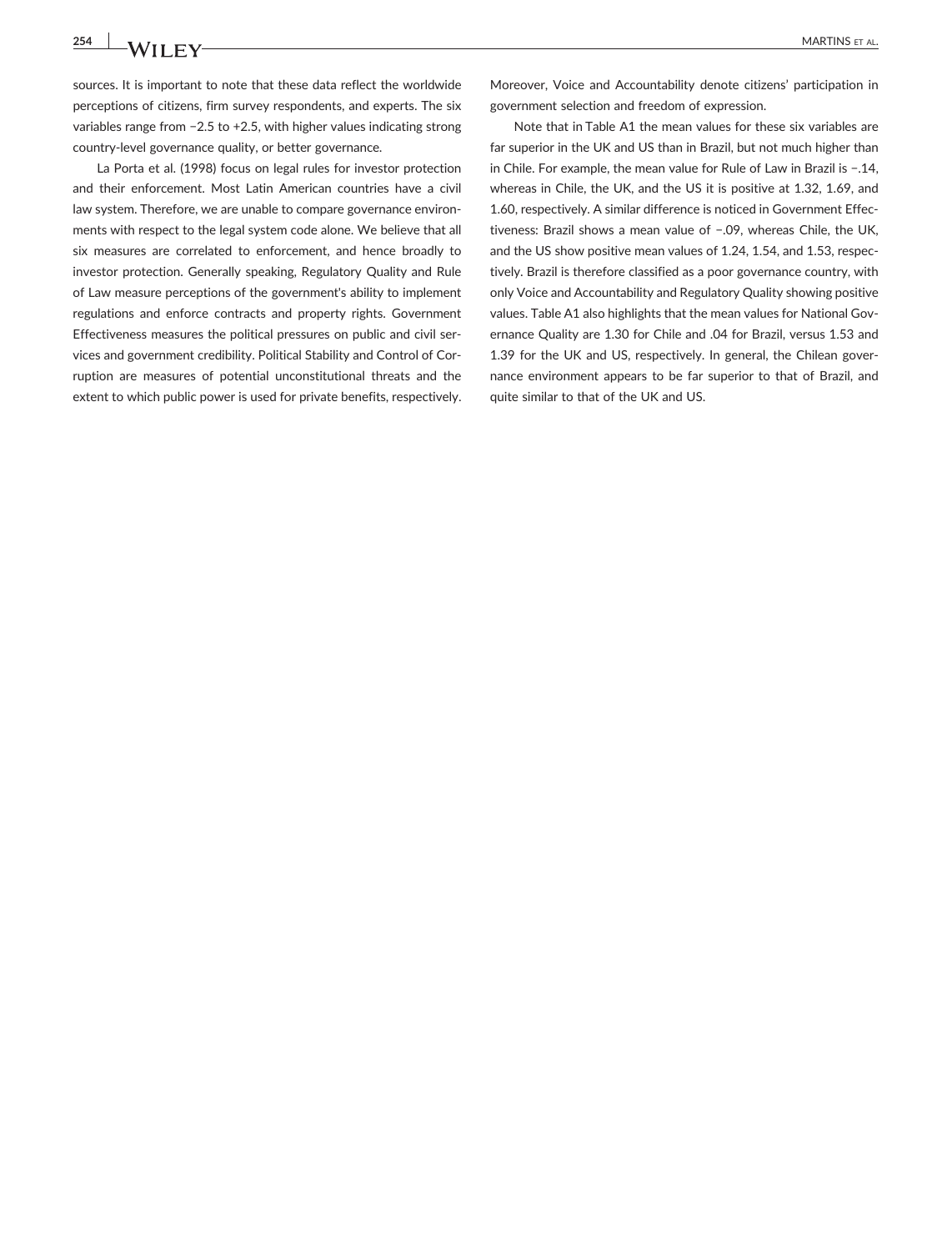sources. It is important to note that these data reflect the worldwide perceptions of citizens, firm survey respondents, and experts. The six variables range from −2.5 to +2.5, with higher values indicating strong country-level governance quality, or better governance.

La Porta et al. (1998) focus on legal rules for investor protection and their enforcement. Most Latin American countries have a civil law system. Therefore, we are unable to compare governance environments with respect to the legal system code alone. We believe that all six measures are correlated to enforcement, and hence broadly to investor protection. Generally speaking, Regulatory Quality and Rule of Law measure perceptions of the government's ability to implement regulations and enforce contracts and property rights. Government Effectiveness measures the political pressures on public and civil services and government credibility. Political Stability and Control of Corruption are measures of potential unconstitutional threats and the extent to which public power is used for private benefits, respectively. Moreover, Voice and Accountability denote citizens' participation in government selection and freedom of expression.

Note that in Table A1 the mean values for these six variables are far superior in the UK and US than in Brazil, but not much higher than in Chile. For example, the mean value for Rule of Law in Brazil is −.14, whereas in Chile, the UK, and the US it is positive at 1.32, 1.69, and 1.60, respectively. A similar difference is noticed in Government Effectiveness: Brazil shows a mean value of −.09, whereas Chile, the UK, and the US show positive mean values of 1.24, 1.54, and 1.53, respectively. Brazil is therefore classified as a poor governance country, with only Voice and Accountability and Regulatory Quality showing positive values. Table A1 also highlights that the mean values for National Governance Quality are 1.30 for Chile and .04 for Brazil, versus 1.53 and 1.39 for the UK and US, respectively. In general, the Chilean governance environment appears to be far superior to that of Brazil, and quite similar to that of the UK and US.